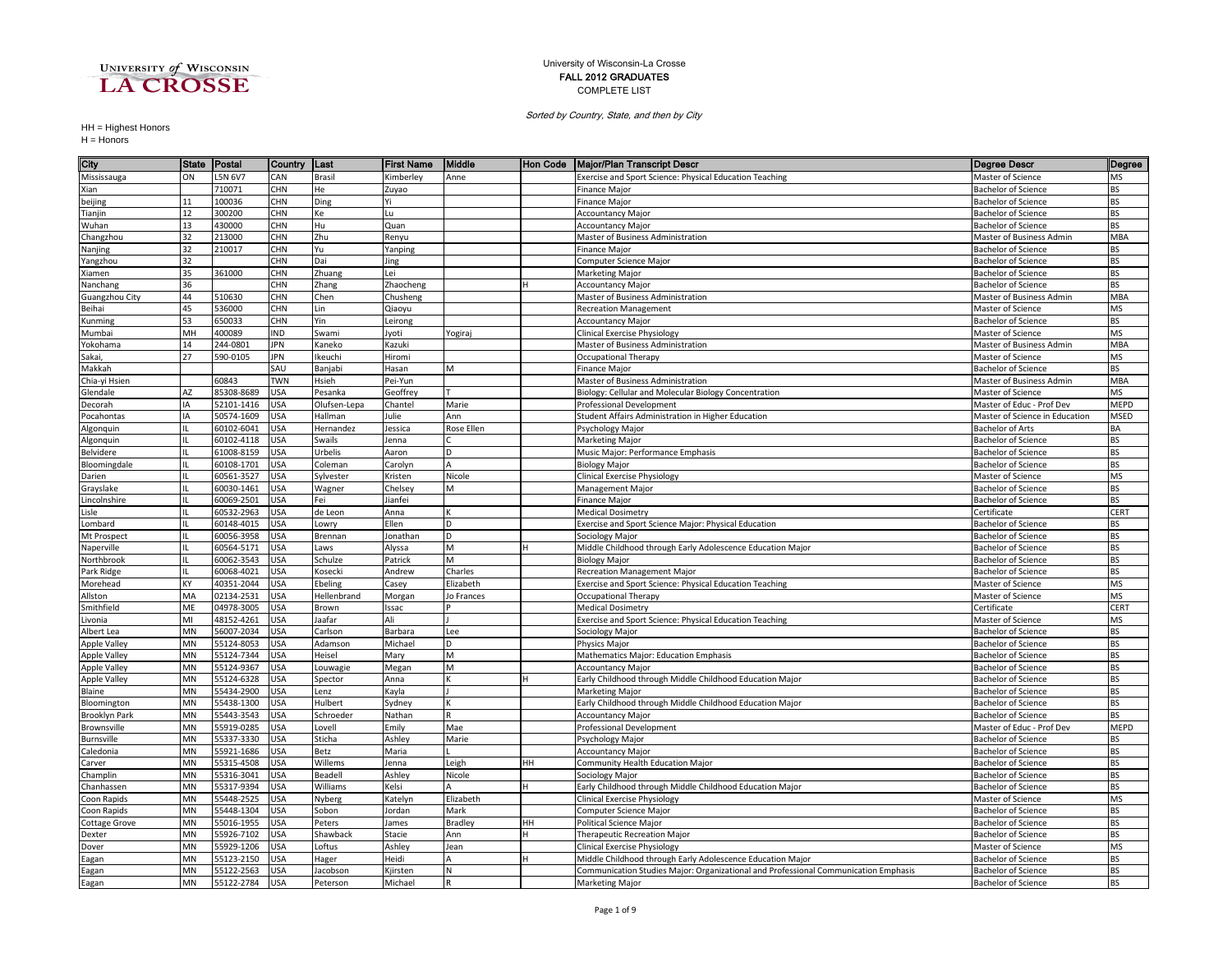UNIVERSITY of WISCONSIN LA CROSSE

University of Wisconsin-La Crosse
**FALL 2012 GRADUATES**
COMPLETE LIST

*Sorted by Country, State, and then by City*

HH = Highest Honors
H = Honors

| City | State | Postal | Country | Last | First Name | Middle | Hon Code | Major/Plan Transcript Descr | Degree Descr | Degree |
|---|---|---|---|---|---|---|---|---|---|---|
| Mississauga | ON | L5N 6V7 | CAN | Brasil | Kimberley | Anne | | Exercise and Sport Science: Physical Education Teaching | Master of Science | MS |
| Xian | | 710071 | CHN | He | Zuyao | | | Finance Major | Bachelor of Science | BS |
| beijing | 11 | 100036 | CHN | Ding | Yi | | | Finance Major | Bachelor of Science | BS |
| Tianjin | 12 | 300200 | CHN | Ke | Lu | | | Accountancy Major | Bachelor of Science | BS |
| Wuhan | 13 | 430000 | CHN | Hu | Quan | | | Accountancy Major | Bachelor of Science | BS |
| Changzhou | 32 | 213000 | CHN | Zhu | Renyu | | | Master of Business Administration | Master of Business Admin | MBA |
| Nanjing | 32 | 210017 | CHN | Yu | Yanping | | | Finance Major | Bachelor of Science | BS |
| Yangzhou | 32 | | CHN | Dai | Jing | | | Computer Science Major | Bachelor of Science | BS |
| Xiamen | 35 | 361000 | CHN | Zhuang | Lei | | | Marketing Major | Bachelor of Science | BS |
| Nanchang | 36 | | CHN | Zhang | Zhaocheng | | H | Accountancy Major | Bachelor of Science | BS |
| Guangzhou City | 44 | 510630 | CHN | Chen | Chusheng | | | Master of Business Administration | Master of Business Admin | MBA |
| Beihai | 45 | 536000 | CHN | Lin | Qiaoyu | | | Recreation Management | Master of Science | MS |
| Kunming | 53 | 650033 | CHN | Yin | Leirong | | | Accountancy Major | Bachelor of Science | BS |
| Mumbai | MH | 400089 | IND | Swami | Jyoti | Yogiraj | | Clinical Exercise Physiology | Master of Science | MS |
| Yokohama | 14 | 244-0801 | JPN | Kaneko | Kazuki | | | Master of Business Administration | Master of Business Admin | MBA |
| Sakai, | 27 | 590-0105 | JPN | Ikeuchi | Hiromi | | | Occupational Therapy | Master of Science | MS |
| Makkah | | | SAU | Banjabi | Hasan | M | | Finance Major | Bachelor of Science | BS |
| Chia-yi Hsien | | 60843 | TWN | Hsieh | Pei-Yun | | | Master of Business Administration | Master of Business Admin | MBA |
| Glendale | AZ | 85308-8689 | USA | Pesanka | Geoffrey | T | | Biology: Cellular and Molecular Biology Concentration | Master of Science | MS |
| Decorah | IA | 52101-1416 | USA | Olufsen-Lepa | Chantel | Marie | | Professional Development | Master of Educ - Prof Dev | MEPD |
| Pocahontas | IA | 50574-1609 | USA | Hallman | Julie | Ann | | Student Affairs Administration in Higher Education | Master of Science in Education | MSED |
| Algonquin | IL | 60102-6041 | USA | Hernandez | Jessica | Rose Ellen | | Psychology Major | Bachelor of Arts | BA |
| Algonquin | IL | 60102-4118 | USA | Swails | Jenna | C | | Marketing Major | Bachelor of Science | BS |
| Belvidere | IL | 61008-8159 | USA | Urbelis | Aaron | D | | Music Major: Performance Emphasis | Bachelor of Science | BS |
| Bloomingdale | IL | 60108-1701 | USA | Coleman | Carolyn | A | | Biology Major | Bachelor of Science | BS |
| Darien | IL | 60561-3527 | USA | Sylvester | Kristen | Nicole | | Clinical Exercise Physiology | Master of Science | MS |
| Grayslake | IL | 60030-1461 | USA | Wagner | Chelsey | M | | Management Major | Bachelor of Science | BS |
| Lincolnshire | IL | 60069-2501 | USA | Fei | Jianfei | | | Finance Major | Bachelor of Science | BS |
| Lisle | IL | 60532-2963 | USA | de Leon | Anna | K | | Medical Dosimetry | Certificate | CERT |
| Lombard | IL | 60148-4015 | USA | Lowry | Ellen | D | | Exercise and Sport Science Major: Physical Education | Bachelor of Science | BS |
| Mt Prospect | IL | 60056-3958 | USA | Brennan | Jonathan | D | | Sociology Major | Bachelor of Science | BS |
| Naperville | IL | 60564-5171 | USA | Laws | Alyssa | M | H | Middle Childhood through Early Adolescence Education Major | Bachelor of Science | BS |
| Northbrook | IL | 60062-3543 | USA | Schulze | Patrick | M | | Biology Major | Bachelor of Science | BS |
| Park Ridge | IL | 60068-4021 | USA | Kosecki | Andrew | Charles | | Recreation Management Major | Bachelor of Science | BS |
| Morehead | KY | 40351-2044 | USA | Ebeling | Casey | Elizabeth | | Exercise and Sport Science: Physical Education Teaching | Master of Science | MS |
| Allston | MA | 02134-2531 | USA | Hellenbrand | Morgan | Jo Frances | | Occupational Therapy | Master of Science | MS |
| Smithfield | ME | 04978-3005 | USA | Brown | Issac | P | | Medical Dosimetry | Certificate | CERT |
| Livonia | MI | 48152-4261 | USA | Jaafar | Ali | J | | Exercise and Sport Science: Physical Education Teaching | Master of Science | MS |
| Albert Lea | MN | 56007-2034 | USA | Carlson | Barbara | Lee | | Sociology Major | Bachelor of Science | BS |
| Apple Valley | MN | 55124-8053 | USA | Adamson | Michael | D | | Physics Major | Bachelor of Science | BS |
| Apple Valley | MN | 55124-7344 | USA | Heisel | Mary | M | | Mathematics Major: Education Emphasis | Bachelor of Science | BS |
| Apple Valley | MN | 55124-9367 | USA | Louwagie | Megan | M | | Accountancy Major | Bachelor of Science | BS |
| Apple Valley | MN | 55124-6328 | USA | Spector | Anna | K | H | Early Childhood through Middle Childhood Education Major | Bachelor of Science | BS |
| Blaine | MN | 55434-2900 | USA | Lenz | Kayla | J | | Marketing Major | Bachelor of Science | BS |
| Bloomington | MN | 55438-1300 | USA | Hulbert | Sydney | K | | Early Childhood through Middle Childhood Education Major | Bachelor of Science | BS |
| Brooklyn Park | MN | 55443-3543 | USA | Schroeder | Nathan | R | | Accountancy Major | Bachelor of Science | BS |
| Brownsville | MN | 55919-0285 | USA | Lovell | Emily | Mae | | Professional Development | Master of Educ - Prof Dev | MEPD |
| Burnsville | MN | 55337-3330 | USA | Sticha | Ashley | Marie | | Psychology Major | Bachelor of Science | BS |
| Caledonia | MN | 55921-1686 | USA | Betz | Maria | L | | Accountancy Major | Bachelor of Science | BS |
| Carver | MN | 55315-4508 | USA | Willems | Jenna | Leigh | HH | Community Health Education Major | Bachelor of Science | BS |
| Champlin | MN | 55316-3041 | USA | Beadell | Ashley | Nicole | | Sociology Major | Bachelor of Science | BS |
| Chanhassen | MN | 55317-9394 | USA | Williams | Kelsi | A | H | Early Childhood through Middle Childhood Education Major | Bachelor of Science | BS |
| Coon Rapids | MN | 55448-2525 | USA | Nyberg | Katelyn | Elizabeth | | Clinical Exercise Physiology | Master of Science | MS |
| Coon Rapids | MN | 55448-1304 | USA | Sobon | Jordan | Mark | | Computer Science Major | Bachelor of Science | BS |
| Cottage Grove | MN | 55016-1955 | USA | Peters | James | Bradley | HH | Political Science Major | Bachelor of Science | BS |
| Dexter | MN | 55926-7102 | USA | Shawback | Stacie | Ann | H | Therapeutic Recreation Major | Bachelor of Science | BS |
| Dover | MN | 55929-1206 | USA | Loftus | Ashley | Jean | | Clinical Exercise Physiology | Master of Science | MS |
| Eagan | MN | 55123-2150 | USA | Hager | Heidi | A | H | Middle Childhood through Early Adolescence Education Major | Bachelor of Science | BS |
| Eagan | MN | 55122-2563 | USA | Jacobson | Kjirsten | N | | Communication Studies Major: Organizational and Professional Communication Emphasis | Bachelor of Science | BS |
| Eagan | MN | 55122-2784 | USA | Peterson | Michael | R | | Marketing Major | Bachelor of Science | BS |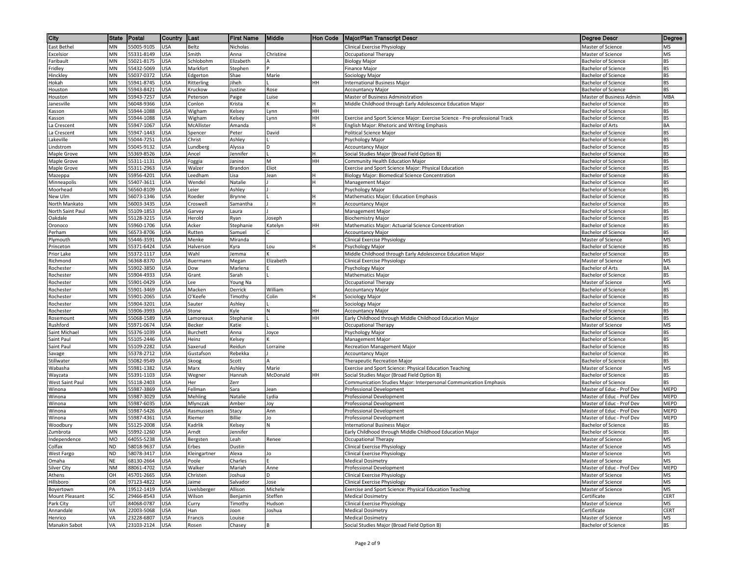| City | State | Postal | Country | Last | First Name | Middle | Hon Code | Major/Plan Transcript Descr | Degree Descr | Degree |
|---|---|---|---|---|---|---|---|---|---|---|
| East Bethel | MN | 55005-9105 | USA | Beltz | Nicholas | | | Clinical Exercise Physiology | Master of Science | MS |
| Excelsior | MN | 55331-8149 | USA | Smith | Anna | Christine | | Occupational Therapy | Master of Science | MS |
| Faribault | MN | 55021-8175 | USA | Schlobohm | Elizabeth | A | | Biology Major | Bachelor of Science | BS |
| Fridley | MN | 55432-5069 | USA | Markfort | Stephen | P | | Finance Major | Bachelor of Science | BS |
| Hinckley | MN | 55037-0372 | USA | Edgerton | Shae | Marie | | Sociology Major | Bachelor of Science | BS |
| Hokah | MN | 55941-8745 | USA | Ritterling | Jiheh | L | HH | International Business Major | Bachelor of Science | BS |
| Houston | MN | 55943-8421 | USA | Kruckow | Justine | Rose | | Accountancy Major | Bachelor of Science | BS |
| Houston | MN | 55943-7257 | USA | Peterson | Paige | Luise | | Master of Business Administration | Master of Business Admin | MBA |
| Janesville | MN | 56048-9366 | USA | Conlon | Krista | K | H | Middle Childhood through Early Adolescence Education Major | Bachelor of Science | BS |
| Kasson | MN | 55944-1088 | USA | Wigham | Kelsey | Lynn | HH | | Bachelor of Science | BS |
| Kasson | MN | 55944-1088 | USA | Wigham | Kelsey | Lynn | HH | Exercise and Sport Science Major: Exercise Science - Pre-professional Track | Bachelor of Science | BS |
| La Crescent | MN | 55947-1067 | USA | McAllister | Amanda | | H | English Major: Rhetoric and Writing Emphasis | Bachelor of Arts | BA |
| La Crescent | MN | 55947-1443 | USA | Spencer | Peter | David | | Political Science Major | Bachelor of Science | BS |
| Lakeville | MN | 55044-7251 | USA | Christ | Ashley | L | | Psychology Major | Bachelor of Science | BS |
| Lindstrom | MN | 55045-9132 | USA | Lundberg | Alyssa | D | | Accountancy Major | Bachelor of Science | BS |
| Maple Grove | MN | 55369-8526 | USA | Ancel | Jennifer | L | H | Social Studies Major (Broad Field Option B) | Bachelor of Science | BS |
| Maple Grove | MN | 55311-1131 | USA | Foggia | Janine | M | HH | Community Health Education Major | Bachelor of Science | BS |
| Maple Grove | MN | 55311-2963 | USA | Walzer | Brandon | Eliot | | Exercise and Sport Science Major: Physical Education | Bachelor of Science | BS |
| Mazeppa | MN | 55956-4201 | USA | Leedham | Lisa | Jean | H | Biology Major: Biomedical Science Concentration | Bachelor of Science | BS |
| Minneapolis | MN | 55407-3611 | USA | Wendel | Natalie | J | H | Management Major | Bachelor of Science | BS |
| Moorhead | MN | 56560-8109 | USA | Leier | Ashley | J | | Psychology Major | Bachelor of Science | BS |
| New Ulm | MN | 56073-1346 | USA | Roeder | Brynne | L | H | Mathematics Major: Education Emphasis | Bachelor of Science | BS |
| North Mankato | MN | 56003-3435 | USA | Croswell | Samantha | J | H | Accountancy Major | Bachelor of Science | BS |
| North Saint Paul | MN | 55109-1853 | USA | Garvey | Laura | J | | Management Major | Bachelor of Science | BS |
| Oakdale | MN | 55128-3215 | USA | Herold | Ryan | Joseph | | Biochemistry Major | Bachelor of Science | BS |
| Oronoco | MN | 55960-1706 | USA | Acker | Stephanie | Katelyn | HH | Mathematics Major: Actuarial Science Concentration | Bachelor of Science | BS |
| Perham | MN | 56573-8706 | USA | Rutten | Samuel | C | | Accountancy Major | Bachelor of Science | BS |
| Plymouth | MN | 55446-3591 | USA | Menke | Miranda | | | Clinical Exercise Physiology | Master of Science | MS |
| Princeton | MN | 55371-6424 | USA | Halverson | Kyra | Lou | H | Psychology Major | Bachelor of Science | BS |
| Prior Lake | MN | 55372-1117 | USA | Wahl | Jemma | K | | Middle Childhood through Early Adolescence Education Major | Bachelor of Science | BS |
| Richmond | MN | 56368-8370 | USA | Buermann | Megan | Elizabeth | | Clinical Exercise Physiology | Master of Science | MS |
| Rochester | MN | 55902-3850 | USA | Dow | Marlena | E | | Psychology Major | Bachelor of Arts | BA |
| Rochester | MN | 55904-4933 | USA | Grant | Sarah | L | | Mathematics Major | Bachelor of Science | BS |
| Rochester | MN | 55901-0429 | USA | Lee | Young Na | | | Occupational Therapy | Master of Science | MS |
| Rochester | MN | 55901-3469 | USA | Macken | Derrick | William | | Accountancy Major | Bachelor of Science | BS |
| Rochester | MN | 55901-2065 | USA | O'Keefe | Timothy | Colin | H | Sociology Major | Bachelor of Science | BS |
| Rochester | MN | 55904-3201 | USA | Sauter | Ashley | L | | Sociology Major | Bachelor of Science | BS |
| Rochester | MN | 55906-3993 | USA | Stone | Kyle | N | HH | Accountancy Major | Bachelor of Science | BS |
| Rosemount | MN | 55068-1589 | USA | Lamoreaux | Stephanie | L | HH | Early Childhood through Middle Childhood Education Major | Bachelor of Science | BS |
| Rushford | MN | 55971-0674 | USA | Becker | Katie | L | | Occupational Therapy | Master of Science | MS |
| Saint Michael | MN | 55376-1039 | USA | Burchett | Anna | Joyce | | Psychology Major | Bachelor of Science | BS |
| Saint Paul | MN | 55105-2446 | USA | Heinz | Kelsey | K | | Management Major | Bachelor of Science | BS |
| Saint Paul | MN | 55109-2282 | USA | Saxerud | Reidun | Lorraine | | Recreation Management Major | Bachelor of Science | BS |
| Savage | MN | 55378-2712 | USA | Gustafson | Rebekka | J | | Accountancy Major | Bachelor of Science | BS |
| Stillwater | MN | 55082-9549 | USA | Skoog | Scott | A | | Therapeutic Recreation Major | Bachelor of Science | BS |
| Wabasha | MN | 55981-1382 | USA | Marx | Ashley | Marie | | Exercise and Sport Science: Physical Education Teaching | Master of Science | MS |
| Wayzata | MN | 55391-1103 | USA | Wegner | Hannah | McDonald | HH | Social Studies Major (Broad Field Option B) | Bachelor of Science | BS |
| West Saint Paul | MN | 55118-2403 | USA | Her | Zerr | | | Communication Studies Major: Interpersonal Communication Emphasis | Bachelor of Science | BS |
| Winona | MN | 55987-3869 | USA | Fellman | Sara | Jean | | Professional Development | Master of Educ - Prof Dev | MEPD |
| Winona | MN | 55987-3029 | USA | Mehling | Natalie | Lydia | | Professional Development | Master of Educ - Prof Dev | MEPD |
| Winona | MN | 55987-6035 | USA | Mlynczak | Amber | Joy | | Professional Development | Master of Educ - Prof Dev | MEPD |
| Winona | MN | 55987-5426 | USA | Rasmussen | Stacy | Ann | | Professional Development | Master of Educ - Prof Dev | MEPD |
| Winona | MN | 55987-4361 | USA | Riemer | Billie | Jo | | Professional Development | Master of Educ - Prof Dev | MEPD |
| Woodbury | MN | 55125-2008 | USA | Kadrlik | Kelsey | N | | International Business Major | Bachelor of Science | BS |
| Zumbrota | MN | 55992-1260 | USA | Arndt | Jennifer | | | Early Childhood through Middle Childhood Education Major | Bachelor of Science | BS |
| Independence | MO | 64055-5238 | USA | Bergsten | Leah | Renee | | Occupational Therapy | Master of Science | MS |
| Colfax | ND | 58018-9637 | USA | Erbes | Dustin | | | Clinical Exercise Physiology | Master of Science | MS |
| West Fargo | ND | 58078-3417 | USA | Kleingartner | Alexa | Jo | | Clinical Exercise Physiology | Master of Science | MS |
| Omaha | NE | 68130-2664 | USA | Poole | Charles | E | | Medical Dosimetry | Master of Science | MS |
| Silver City | NM | 88061-4702 | USA | Walker | Mariah | Anne | | Professional Development | Master of Educ - Prof Dev | MEPD |
| Athens | OH | 45701-2665 | USA | Christen | Joshua | D | | Clinical Exercise Physiology | Master of Science | MS |
| Hillsboro | OR | 97123-4822 | USA | Jaime | Salvador | Jose | | Clinical Exercise Physiology | Master of Science | MS |
| Boyertown | PA | 19512-1419 | USA | Livelsberger | Allison | Michele | | Exercise and Sport Science: Physical Education Teaching | Master of Science | MS |
| Mount Pleasant | SC | 29466-8543 | USA | Wilson | Benjamin | Steffen | | Medical Dosimetry | Certificate | CERT |
| Park City | UT | 84068-0787 | USA | Curry | Timothy | Hudson | | Clinical Exercise Physiology | Master of Science | MS |
| Annandale | VA | 22003-5068 | USA | Han | Joon | Joshua | | Medical Dosimetry | Certificate | CERT |
| Henrico | VA | 23228-6807 | USA | Francis | Louise | | | Medical Dosimetry | Master of Science | MS |
| Manakin Sabot | VA | 23103-2124 | USA | Rosen | Chasey | B | | Social Studies Major (Broad Field Option B) | Bachelor of Science | BS |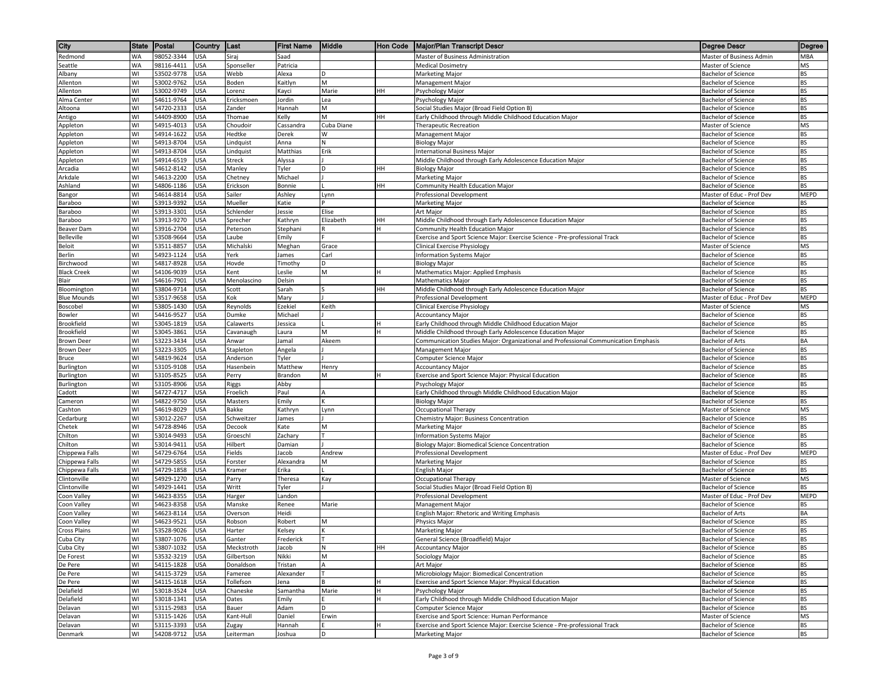| City | State | Postal | Country | Last | First Name | Middle | Hon Code | Major/Plan Transcript Descr | Degree Descr | Degree |
|---|---|---|---|---|---|---|---|---|---|---|
| Redmond | WA | 98052-3344 | USA | Siraj | Saad | | | Master of Business Administration | Master of Business Admin | MBA |
| Seattle | WA | 98116-4411 | USA | Sponseller | Patricia | | | Medical Dosimetry | Master of Science | MS |
| Albany | WI | 53502-9778 | USA | Webb | Alexa | D | | Marketing Major | Bachelor of Science | BS |
| Allenton | WI | 53002-9762 | USA | Boden | Kaitlyn | M | | Management Major | Bachelor of Science | BS |
| Allenton | WI | 53002-9749 | USA | Lorenz | Kayci | Marie | HH | Psychology Major | Bachelor of Science | BS |
| Alma Center | WI | 54611-9764 | USA | Ericksmoen | Jordin | Lea | | Psychology Major | Bachelor of Science | BS |
| Altoona | WI | 54720-2333 | USA | Zander | Hannah | M | | Social Studies Major (Broad Field Option B) | Bachelor of Science | BS |
| Antigo | WI | 54409-8900 | USA | Thomae | Kelly | M | HH | Early Childhood through Middle Childhood Education Major | Bachelor of Science | BS |
| Appleton | WI | 54915-4013 | USA | Choudoir | Cassandra | Cuba Diane | | Therapeutic Recreation | Master of Science | MS |
| Appleton | WI | 54914-1622 | USA | Hedtke | Derek | W | | Management Major | Bachelor of Science | BS |
| Appleton | WI | 54913-8704 | USA | Lindquist | Anna | N | | Biology Major | Bachelor of Science | BS |
| Appleton | WI | 54913-8704 | USA | Lindquist | Matthias | Erik | | International Business Major | Bachelor of Science | BS |
| Appleton | WI | 54914-6519 | USA | Streck | Alyssa | J | | Middle Childhood through Early Adolescence Education Major | Bachelor of Science | BS |
| Arcadia | WI | 54612-8142 | USA | Manley | Tyler | D | HH | Biology Major | Bachelor of Science | BS |
| Arkdale | WI | 54613-2200 | USA | Chetney | Michael | J | | Marketing Major | Bachelor of Science | BS |
| Ashland | WI | 54806-1186 | USA | Erickson | Bonnie | L | HH | Community Health Education Major | Bachelor of Science | BS |
| Bangor | WI | 54614-8814 | USA | Sailer | Ashley | Lynn | | Professional Development | Master of Educ - Prof Dev | MEPD |
| Baraboo | WI | 53913-9392 | USA | Mueller | Katie | P | | Marketing Major | Bachelor of Science | BS |
| Baraboo | WI | 53913-3301 | USA | Schlender | Jessie | Elise | | Art Major | Bachelor of Science | BS |
| Baraboo | WI | 53913-9270 | USA | Sprecher | Kathryn | Elizabeth | HH | Middle Childhood through Early Adolescence Education Major | Bachelor of Science | BS |
| Beaver Dam | WI | 53916-2704 | USA | Peterson | Stephani | R | H | Community Health Education Major | Bachelor of Science | BS |
| Belleville | WI | 53508-9664 | USA | Laube | Emily | F | | Exercise and Sport Science Major: Exercise Science - Pre-professional Track | Bachelor of Science | BS |
| Beloit | WI | 53511-8857 | USA | Michalski | Meghan | Grace | | Clinical Exercise Physiology | Master of Science | MS |
| Berlin | WI | 54923-1124 | USA | Yerk | James | Carl | | Information Systems Major | Bachelor of Science | BS |
| Birchwood | WI | 54817-8928 | USA | Hovde | Timothy | D | | Biology Major | Bachelor of Science | BS |
| Black Creek | WI | 54106-9039 | USA | Kent | Leslie | M | H | Mathematics Major: Applied Emphasis | Bachelor of Science | BS |
| Blair | WI | 54616-7901 | USA | Menolascino | Delsin | | | Mathematics Major | Bachelor of Science | BS |
| Bloomington | WI | 53804-9714 | USA | Scott | Sarah | S | HH | Middle Childhood through Early Adolescence Education Major | Bachelor of Science | BS |
| Blue Mounds | WI | 53517-9658 | USA | Kok | Mary | J | | Professional Development | Master of Educ - Prof Dev | MEPD |
| Boscobel | WI | 53805-1430 | USA | Reynolds | Ezekiel | Keith | | Clinical Exercise Physiology | Master of Science | MS |
| Bowler | WI | 54416-9527 | USA | Dumke | Michael | J | | Accountancy Major | Bachelor of Science | BS |
| Brookfield | WI | 53045-1819 | USA | Calawerts | Jessica | L | H | Early Childhood through Middle Childhood Education Major | Bachelor of Science | BS |
| Brookfield | WI | 53045-3861 | USA | Cavanaugh | Laura | M | H | Middle Childhood through Early Adolescence Education Major | Bachelor of Science | BS |
| Brown Deer | WI | 53223-3434 | USA | Anwar | Jamal | Akeem | | Communication Studies Major: Organizational and Professional Communication Emphasis | Bachelor of Arts | BA |
| Brown Deer | WI | 53223-3305 | USA | Stapleton | Angela | J | | Management Major | Bachelor of Science | BS |
| Bruce | WI | 54819-9624 | USA | Anderson | Tyler | J | | Computer Science Major | Bachelor of Science | BS |
| Burlington | WI | 53105-9108 | USA | Hasenbein | Matthew | Henry | | Accountancy Major | Bachelor of Science | BS |
| Burlington | WI | 53105-8525 | USA | Perry | Brandon | M | H | Exercise and Sport Science Major: Physical Education | Bachelor of Science | BS |
| Burlington | WI | 53105-8906 | USA | Riggs | Abby | | | Psychology Major | Bachelor of Science | BS |
| Cadott | WI | 54727-4717 | USA | Froelich | Paul | A | | Early Childhood through Middle Childhood Education Major | Bachelor of Science | BS |
| Cameron | WI | 54822-9750 | USA | Masters | Emily | K | | Biology Major | Bachelor of Science | BS |
| Cashton | WI | 54619-8029 | USA | Bakke | Kathryn | Lynn | | Occupational Therapy | Master of Science | MS |
| Cedarburg | WI | 53012-2267 | USA | Schweitzer | James | J | | Chemistry Major: Business Concentration | Bachelor of Science | BS |
| Chetek | WI | 54728-8946 | USA | Decook | Kate | M | | Marketing Major | Bachelor of Science | BS |
| Chilton | WI | 53014-9493 | USA | Groeschl | Zachary | T | | Information Systems Major | Bachelor of Science | BS |
| Chilton | WI | 53014-9411 | USA | Hilbert | Damian | J | | Biology Major: Biomedical Science Concentration | Bachelor of Science | BS |
| Chippewa Falls | WI | 54729-6764 | USA | Fields | Jacob | Andrew | | Professional Development | Master of Educ - Prof Dev | MEPD |
| Chippewa Falls | WI | 54729-5855 | USA | Forster | Alexandra | M | | Marketing Major | Bachelor of Science | BS |
| Chippewa Falls | WI | 54729-1858 | USA | Kramer | Erika | L | | English Major | Bachelor of Science | BS |
| Clintonville | WI | 54929-1270 | USA | Parry | Theresa | Kay | | Occupational Therapy | Master of Science | MS |
| Clintonville | WI | 54929-1441 | USA | Writt | Tyler | J | | Social Studies Major (Broad Field Option B) | Bachelor of Science | BS |
| Coon Valley | WI | 54623-8355 | USA | Harger | Landon | | | Professional Development | Master of Educ - Prof Dev | MEPD |
| Coon Valley | WI | 54623-8358 | USA | Manske | Renee | Marie | | Management Major | Bachelor of Science | BS |
| Coon Valley | WI | 54623-8114 | USA | Overson | Heidi | | | English Major: Rhetoric and Writing Emphasis | Bachelor of Arts | BA |
| Coon Valley | WI | 54623-9521 | USA | Robson | Robert | M | | Physics Major | Bachelor of Science | BS |
| Cross Plains | WI | 53528-9026 | USA | Harter | Kelsey | K | | Marketing Major | Bachelor of Science | BS |
| Cuba City | WI | 53807-1076 | USA | Ganter | Frederick | T | | General Science (Broadfield) Major | Bachelor of Science | BS |
| Cuba City | WI | 53807-1032 | USA | Meckstroth | Jacob | N | HH | Accountancy Major | Bachelor of Science | BS |
| De Forest | WI | 53532-3219 | USA | Gilbertson | Nikki | M | | Sociology Major | Bachelor of Science | BS |
| De Pere | WI | 54115-1828 | USA | Donaldson | Tristan | A | | Art Major | Bachelor of Science | BS |
| De Pere | WI | 54115-3729 | USA | Fameree | Alexander | T | | Microbiology Major: Biomedical Concentration | Bachelor of Science | BS |
| De Pere | WI | 54115-1618 | USA | Tollefson | Jena | B | H | Exercise and Sport Science Major: Physical Education | Bachelor of Science | BS |
| Delafield | WI | 53018-3524 | USA | Chaneske | Samantha | Marie | H | Psychology Major | Bachelor of Science | BS |
| Delafield | WI | 53018-1341 | USA | Oates | Emily | E | H | Early Childhood through Middle Childhood Education Major | Bachelor of Science | BS |
| Delavan | WI | 53115-2983 | USA | Bauer | Adam | D | | Computer Science Major | Bachelor of Science | BS |
| Delavan | WI | 53115-1426 | USA | Kant-Hull | Daniel | Erwin | | Exercise and Sport Science: Human Performance | Master of Science | MS |
| Delavan | WI | 53115-3393 | USA | Zugay | Hannah | E | H | Exercise and Sport Science Major: Exercise Science - Pre-professional Track | Bachelor of Science | BS |
| Denmark | WI | 54208-9712 | USA | Leiterman | Joshua | D | | Marketing Major | Bachelor of Science | BS |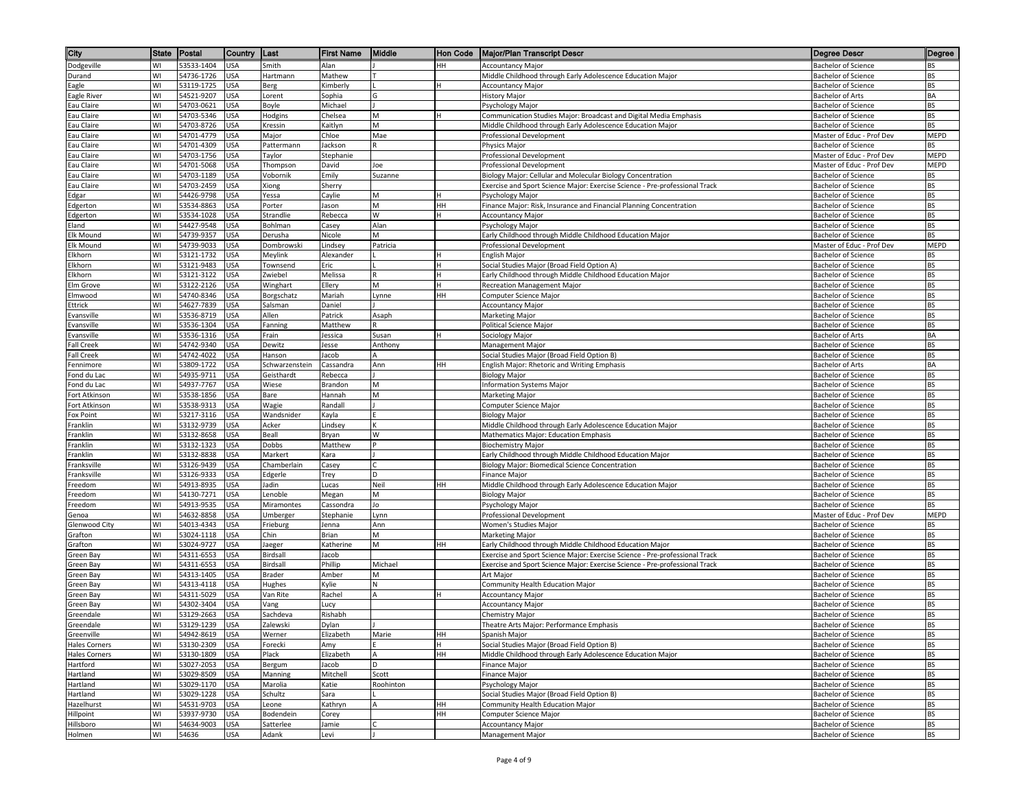| City | State | Postal | Country | Last | First Name | Middle | Hon Code | Major/Plan Transcript Descr | Degree Descr | Degree |
|---|---|---|---|---|---|---|---|---|---|---|
| Dodgeville | WI | 53533-1404 | USA | Smith | Alan | J | HH | Accountancy Major | Bachelor of Science | BS |
| Durand | WI | 54736-1726 | USA | Hartmann | Mathew | T |  | Middle Childhood through Early Adolescence Education Major | Bachelor of Science | BS |
| Eagle | WI | 53119-1725 | USA | Berg | Kimberly | L | H | Accountancy Major | Bachelor of Science | BS |
| Eagle River | WI | 54521-9207 | USA | Lorent | Sophia | G |  | History Major | Bachelor of Arts | BA |
| Eau Claire | WI | 54703-0621 | USA | Boyle | Michael | J |  | Psychology Major | Bachelor of Science | BS |
| Eau Claire | WI | 54703-5346 | USA | Hodgins | Chelsea | M | H | Communication Studies Major: Broadcast and Digital Media Emphasis | Bachelor of Science | BS |
| Eau Claire | WI | 54703-8726 | USA | Kressin | Kaitlyn | M |  | Middle Childhood through Early Adolescence Education Major | Bachelor of Science | BS |
| Eau Claire | WI | 54701-4779 | USA | Major | Chloe | Mae |  | Professional Development | Master of Educ - Prof Dev | MEPD |
| Eau Claire | WI | 54701-4309 | USA | Pattermann | Jackson | R |  | Physics Major | Bachelor of Science | BS |
| Eau Claire | WI | 54703-1756 | USA | Taylor | Stephanie |  |  | Professional Development | Master of Educ - Prof Dev | MEPD |
| Eau Claire | WI | 54701-5068 | USA | Thompson | David | Joe |  | Professional Development | Master of Educ - Prof Dev | MEPD |
| Eau Claire | WI | 54703-1189 | USA | Vobornik | Emily | Suzanne |  | Biology Major: Cellular and Molecular Biology Concentration | Bachelor of Science | BS |
| Eau Claire | WI | 54703-2459 | USA | Xiong | Sherry |  |  | Exercise and Sport Science Major: Exercise Science - Pre-professional Track | Bachelor of Science | BS |
| Edgar | WI | 54426-9798 | USA | Yessa | Caylie | M | H | Psychology Major | Bachelor of Science | BS |
| Edgerton | WI | 53534-8863 | USA | Porter | Jason | M | HH | Finance Major: Risk, Insurance and Financial Planning Concentration | Bachelor of Science | BS |
| Edgerton | WI | 53534-1028 | USA | Strandlie | Rebecca | W | H | Accountancy Major | Bachelor of Science | BS |
| Eland | WI | 54427-9548 | USA | Bohlman | Casey | Alan |  | Psychology Major | Bachelor of Science | BS |
| Elk Mound | WI | 54739-9357 | USA | Derusha | Nicole | M |  | Early Childhood through Middle Childhood Education Major | Bachelor of Science | BS |
| Elk Mound | WI | 54739-9033 | USA | Dombrowski | Lindsey | Patricia |  | Professional Development | Master of Educ - Prof Dev | MEPD |
| Elkhorn | WI | 53121-1732 | USA | Meylink | Alexander | L | H | English Major | Bachelor of Science | BS |
| Elkhorn | WI | 53121-9483 | USA | Townsend | Eric | L | H | Social Studies Major (Broad Field Option A) | Bachelor of Science | BS |
| Elkhorn | WI | 53121-3122 | USA | Zwiebel | Melissa | R | H | Early Childhood through Middle Childhood Education Major | Bachelor of Science | BS |
| Elm Grove | WI | 53122-2126 | USA | Winghart | Ellery | M | H | Recreation Management Major | Bachelor of Science | BS |
| Elmwood | WI | 54740-8346 | USA | Borgschatz | Mariah | Lynne | HH | Computer Science Major | Bachelor of Science | BS |
| Ettrick | WI | 54627-7839 | USA | Salsman | Daniel | J |  | Accountancy Major | Bachelor of Science | BS |
| Evansville | WI | 53536-8719 | USA | Allen | Patrick | Asaph |  | Marketing Major | Bachelor of Science | BS |
| Evansville | WI | 53536-1304 | USA | Fanning | Matthew | R |  | Political Science Major | Bachelor of Science | BS |
| Evansville | WI | 53536-1316 | USA | Frain | Jessica | Susan | H | Sociology Major | Bachelor of Arts | BA |
| Fall Creek | WI | 54742-9340 | USA | Dewitz | Jesse | Anthony |  | Management Major | Bachelor of Science | BS |
| Fall Creek | WI | 54742-4022 | USA | Hanson | Jacob | A |  | Social Studies Major (Broad Field Option B) | Bachelor of Science | BS |
| Fennimore | WI | 53809-1722 | USA | Schwarzenstein | Cassandra | Ann | HH | English Major: Rhetoric and Writing Emphasis | Bachelor of Arts | BA |
| Fond du Lac | WI | 54935-9711 | USA | Geisthardt | Rebecca | J |  | Biology Major | Bachelor of Science | BS |
| Fond du Lac | WI | 54937-7767 | USA | Wiese | Brandon | M |  | Information Systems Major | Bachelor of Science | BS |
| Fort Atkinson | WI | 53538-1856 | USA | Bare | Hannah | M |  | Marketing Major | Bachelor of Science | BS |
| Fort Atkinson | WI | 53538-9313 | USA | Wagie | Randall | J |  | Computer Science Major | Bachelor of Science | BS |
| Fox Point | WI | 53217-3116 | USA | Wandsnider | Kayla | E |  | Biology Major | Bachelor of Science | BS |
| Franklin | WI | 53132-9739 | USA | Acker | Lindsey | K |  | Middle Childhood through Early Adolescence Education Major | Bachelor of Science | BS |
| Franklin | WI | 53132-8658 | USA | Beall | Bryan | W |  | Mathematics Major: Education Emphasis | Bachelor of Science | BS |
| Franklin | WI | 53132-1323 | USA | Dobbs | Matthew | P |  | Biochemistry Major | Bachelor of Science | BS |
| Franklin | WI | 53132-8838 | USA | Markert | Kara | J |  | Early Childhood through Middle Childhood Education Major | Bachelor of Science | BS |
| Franksville | WI | 53126-9439 | USA | Chamberlain | Casey | C |  | Biology Major: Biomedical Science Concentration | Bachelor of Science | BS |
| Franksville | WI | 53126-9333 | USA | Edgerle | Trey | D |  | Finance Major | Bachelor of Science | BS |
| Freedom | WI | 54913-8935 | USA | Jadin | Lucas | Neil | HH | Middle Childhood through Early Adolescence Education Major | Bachelor of Science | BS |
| Freedom | WI | 54130-7271 | USA | Lenoble | Megan | M |  | Biology Major | Bachelor of Science | BS |
| Freedom | WI | 54913-9535 | USA | Miramontes | Cassondra | Jo |  | Psychology Major | Bachelor of Science | BS |
| Genoa | WI | 54632-8858 | USA | Umberger | Stephanie | Lynn |  | Professional Development | Master of Educ - Prof Dev | MEPD |
| Glenwood City | WI | 54013-4343 | USA | Frieburg | Jenna | Ann |  | Women's Studies Major | Bachelor of Science | BS |
| Grafton | WI | 53024-1118 | USA | Chin | Brian | M |  | Marketing Major | Bachelor of Science | BS |
| Grafton | WI | 53024-9727 | USA | Jaeger | Katherine | M | HH | Early Childhood through Middle Childhood Education Major | Bachelor of Science | BS |
| Green Bay | WI | 54311-6553 | USA | Birdsall | Jacob |  |  | Exercise and Sport Science Major: Exercise Science - Pre-professional Track | Bachelor of Science | BS |
| Green Bay | WI | 54311-6553 | USA | Birdsall | Phillip | Michael |  | Exercise and Sport Science Major: Exercise Science - Pre-professional Track | Bachelor of Science | BS |
| Green Bay | WI | 54313-1405 | USA | Brader | Amber | M |  | Art Major | Bachelor of Science | BS |
| Green Bay | WI | 54313-4118 | USA | Hughes | Kylie | N |  | Community Health Education Major | Bachelor of Science | BS |
| Green Bay | WI | 54311-5029 | USA | Van Rite | Rachel | A | H | Accountancy Major | Bachelor of Science | BS |
| Green Bay | WI | 54302-3404 | USA | Vang | Lucy |  |  | Accountancy Major | Bachelor of Science | BS |
| Greendale | WI | 53129-2663 | USA | Sachdeva | Rishabh |  |  | Chemistry Major | Bachelor of Science | BS |
| Greendale | WI | 53129-1239 | USA | Zalewski | Dylan | J |  | Theatre Arts Major: Performance Emphasis | Bachelor of Science | BS |
| Greenville | WI | 54942-8619 | USA | Werner | Elizabeth | Marie | HH | Spanish Major | Bachelor of Science | BS |
| Hales Corners | WI | 53130-2309 | USA | Forecki | Amy | E | H | Social Studies Major (Broad Field Option B) | Bachelor of Science | BS |
| Hales Corners | WI | 53130-1809 | USA | Plack | Elizabeth | A | HH | Middle Childhood through Early Adolescence Education Major | Bachelor of Science | BS |
| Hartford | WI | 53027-2053 | USA | Bergum | Jacob | D |  | Finance Major | Bachelor of Science | BS |
| Hartland | WI | 53029-8509 | USA | Manning | Mitchell | Scott |  | Finance Major | Bachelor of Science | BS |
| Hartland | WI | 53029-1170 | USA | Marolia | Katie | Roohinton |  | Psychology Major | Bachelor of Science | BS |
| Hartland | WI | 53029-1228 | USA | Schultz | Sara | L |  | Social Studies Major (Broad Field Option B) | Bachelor of Science | BS |
| Hazelhurst | WI | 54531-9703 | USA | Leone | Kathryn | A | HH | Community Health Education Major | Bachelor of Science | BS |
| Hillpoint | WI | 53937-9730 | USA | Bodendein | Corey |  | HH | Computer Science Major | Bachelor of Science | BS |
| Hillsboro | WI | 54634-9003 | USA | Satterlee | Jamie | C |  | Accountancy Major | Bachelor of Science | BS |
| Holmen | WI | 54636 | USA | Adank | Levi | J |  | Management Major | Bachelor of Science | BS |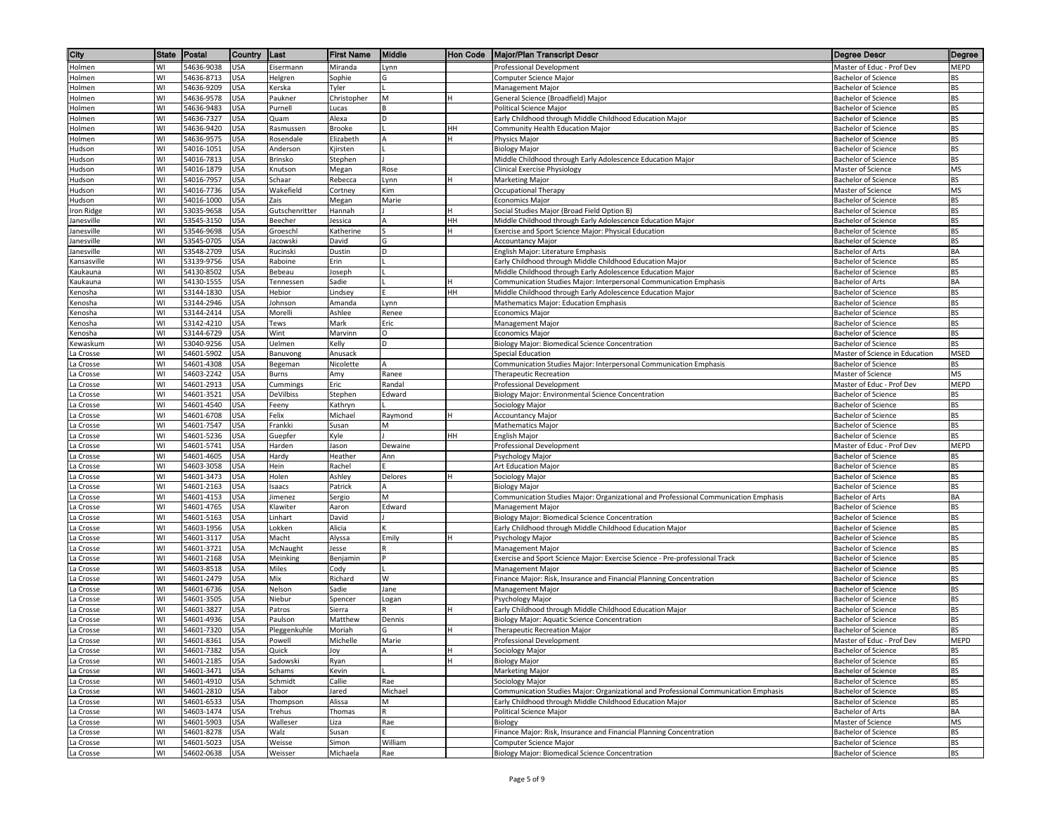| City | State | Postal | Country | Last | First Name | Middle | Hon Code | Major/Plan Transcript Descr | Degree Descr | Degree |
|---|---|---|---|---|---|---|---|---|---|---|
| Holmen | WI | 54636-9038 | USA | Eisermann | Miranda | Lynn | | Professional Development | Master of Educ - Prof Dev | MEPD |
| Holmen | WI | 54636-8713 | USA | Helgren | Sophie | G | | Computer Science Major | Bachelor of Science | BS |
| Holmen | WI | 54636-9209 | USA | Kerska | Tyler | L | | Management Major | Bachelor of Science | BS |
| Holmen | WI | 54636-9578 | USA | Paukner | Christopher | M | H | General Science (Broadfield) Major | Bachelor of Science | BS |
| Holmen | WI | 54636-9483 | USA | Purnell | Lucas | B | | Political Science Major | Bachelor of Science | BS |
| Holmen | WI | 54636-7327 | USA | Quam | Alexa | D | | Early Childhood through Middle Childhood Education Major | Bachelor of Science | BS |
| Holmen | WI | 54636-9420 | USA | Rasmussen | Brooke | L | HH | Community Health Education Major | Bachelor of Science | BS |
| Holmen | WI | 54636-9575 | USA | Rosendale | Elizabeth | A | H | Physics Major | Bachelor of Science | BS |
| Hudson | WI | 54016-1051 | USA | Anderson | Kjirsten | L | | Biology Major | Bachelor of Science | BS |
| Hudson | WI | 54016-7813 | USA | Brinsko | Stephen | J | | Middle Childhood through Early Adolescence Education Major | Bachelor of Science | BS |
| Hudson | WI | 54016-1879 | USA | Knutson | Megan | Rose | | Clinical Exercise Physiology | Master of Science | MS |
| Hudson | WI | 54016-7957 | USA | Schaar | Rebecca | Lynn | H | Marketing Major | Bachelor of Science | BS |
| Hudson | WI | 54016-7736 | USA | Wakefield | Cortney | Kim | | Occupational Therapy | Master of Science | MS |
| Hudson | WI | 54016-1000 | USA | Zais | Megan | Marie | | Economics Major | Bachelor of Science | BS |
| Iron Ridge | WI | 53035-9658 | USA | Gutschenritter | Hannah | J | H | Social Studies Major (Broad Field Option B) | Bachelor of Science | BS |
| Janesville | WI | 53545-3150 | USA | Beecher | Jessica | A | HH | Middle Childhood through Early Adolescence Education Major | Bachelor of Science | BS |
| Janesville | WI | 53546-9698 | USA | Groeschl | Katherine | S | H | Exercise and Sport Science Major: Physical Education | Bachelor of Science | BS |
| Janesville | WI | 53545-0705 | USA | Jacowski | David | G | | Accountancy Major | Bachelor of Science | BS |
| Janesville | WI | 53548-2709 | USA | Rucinski | Dustin | D | | English Major: Literature Emphasis | Bachelor of Arts | BA |
| Kansasville | WI | 53139-9756 | USA | Raboine | Erin | L | | Early Childhood through Middle Childhood Education Major | Bachelor of Science | BS |
| Kaukauna | WI | 54130-8502 | USA | Bebeau | Joseph | L | | Middle Childhood through Early Adolescence Education Major | Bachelor of Science | BS |
| Kaukauna | WI | 54130-1555 | USA | Tennessen | Sadie | L | H | Communication Studies Major: Interpersonal Communication Emphasis | Bachelor of Arts | BA |
| Kenosha | WI | 53144-1830 | USA | Hebior | Lindsey | E | HH | Middle Childhood through Early Adolescence Education Major | Bachelor of Science | BS |
| Kenosha | WI | 53144-2946 | USA | Johnson | Amanda | Lynn | | Mathematics Major: Education Emphasis | Bachelor of Science | BS |
| Kenosha | WI | 53144-2414 | USA | Morelli | Ashlee | Renee | | Economics Major | Bachelor of Science | BS |
| Kenosha | WI | 53142-4210 | USA | Tews | Mark | Eric | | Management Major | Bachelor of Science | BS |
| Kenosha | WI | 53144-6729 | USA | Wint | Marvinn | O | | Economics Major | Bachelor of Science | BS |
| Kewaskum | WI | 53040-9256 | USA | Uelmen | Kelly | D | | Biology Major: Biomedical Science Concentration | Bachelor of Science | BS |
| La Crosse | WI | 54601-5902 | USA | Banuvong | Anusack | | | Special Education | Master of Science in Education | MSED |
| La Crosse | WI | 54601-4308 | USA | Begeman | Nicolette | A | | Communication Studies Major: Interpersonal Communication Emphasis | Bachelor of Science | BS |
| La Crosse | WI | 54603-2242 | USA | Burns | Amy | Ranee | | Therapeutic Recreation | Master of Science | MS |
| La Crosse | WI | 54601-2913 | USA | Cummings | Eric | Randal | | Professional Development | Master of Educ - Prof Dev | MEPD |
| La Crosse | WI | 54601-3521 | USA | DeVilbiss | Stephen | Edward | | Biology Major: Environmental Science Concentration | Bachelor of Science | BS |
| La Crosse | WI | 54601-4540 | USA | Feeny | Kathryn | L | | Sociology Major | Bachelor of Science | BS |
| La Crosse | WI | 54601-6708 | USA | Felix | Michael | Raymond | H | Accountancy Major | Bachelor of Science | BS |
| La Crosse | WI | 54601-7547 | USA | Frankki | Susan | M | | Mathematics Major | Bachelor of Science | BS |
| La Crosse | WI | 54601-5236 | USA | Guepfer | Kyle | J | HH | English Major | Bachelor of Science | BS |
| La Crosse | WI | 54601-5741 | USA | Harden | Jason | Dewaine | | Professional Development | Master of Educ - Prof Dev | MEPD |
| La Crosse | WI | 54601-4605 | USA | Hardy | Heather | Ann | | Psychology Major | Bachelor of Science | BS |
| La Crosse | WI | 54603-3058 | USA | Hein | Rachel | E | | Art Education Major | Bachelor of Science | BS |
| La Crosse | WI | 54601-3473 | USA | Holen | Ashley | Delores | H | Sociology Major | Bachelor of Science | BS |
| La Crosse | WI | 54601-2163 | USA | Isaacs | Patrick | A | | Biology Major | Bachelor of Science | BS |
| La Crosse | WI | 54601-4153 | USA | Jimenez | Sergio | M | | Communication Studies Major: Organizational and Professional Communication Emphasis | Bachelor of Arts | BA |
| La Crosse | WI | 54601-4765 | USA | Klawiter | Aaron | Edward | | Management Major | Bachelor of Science | BS |
| La Crosse | WI | 54601-5163 | USA | Linhart | David | J | | Biology Major: Biomedical Science Concentration | Bachelor of Science | BS |
| La Crosse | WI | 54603-1956 | USA | Lokken | Alicia | K | | Early Childhood through Middle Childhood Education Major | Bachelor of Science | BS |
| La Crosse | WI | 54601-3117 | USA | Macht | Alyssa | Emily | H | Psychology Major | Bachelor of Science | BS |
| La Crosse | WI | 54601-3721 | USA | McNaught | Jesse | R | | Management Major | Bachelor of Science | BS |
| La Crosse | WI | 54601-2168 | USA | Meinking | Benjamin | P | | Exercise and Sport Science Major: Exercise Science - Pre-professional Track | Bachelor of Science | BS |
| La Crosse | WI | 54603-8518 | USA | Miles | Cody | L | | Management Major | Bachelor of Science | BS |
| La Crosse | WI | 54601-2479 | USA | Mix | Richard | W | | Finance Major: Risk, Insurance and Financial Planning Concentration | Bachelor of Science | BS |
| La Crosse | WI | 54601-6736 | USA | Nelson | Sadie | Jane | | Management Major | Bachelor of Science | BS |
| La Crosse | WI | 54601-3505 | USA | Niebur | Spencer | Logan | | Psychology Major | Bachelor of Science | BS |
| La Crosse | WI | 54601-3827 | USA | Patros | Sierra | R | H | Early Childhood through Middle Childhood Education Major | Bachelor of Science | BS |
| La Crosse | WI | 54601-4936 | USA | Paulson | Matthew | Dennis | | Biology Major: Aquatic Science Concentration | Bachelor of Science | BS |
| La Crosse | WI | 54601-7320 | USA | Pleggenkuhle | Moriah | G | H | Therapeutic Recreation Major | Bachelor of Science | BS |
| La Crosse | WI | 54601-8361 | USA | Powell | Michelle | Marie | | Professional Development | Master of Educ - Prof Dev | MEPD |
| La Crosse | WI | 54601-7382 | USA | Quick | Joy | A | H | Sociology Major | Bachelor of Science | BS |
| La Crosse | WI | 54601-2185 | USA | Sadowski | Ryan | | H | Biology Major | Bachelor of Science | BS |
| La Crosse | WI | 54601-3471 | USA | Schams | Kevin | L | | Marketing Major | Bachelor of Science | BS |
| La Crosse | WI | 54601-4910 | USA | Schmidt | Callie | Rae | | Sociology Major | Bachelor of Science | BS |
| La Crosse | WI | 54601-2810 | USA | Tabor | Jared | Michael | | Communication Studies Major: Organizational and Professional Communication Emphasis | Bachelor of Science | BS |
| La Crosse | WI | 54601-6533 | USA | Thompson | Alissa | M | | Early Childhood through Middle Childhood Education Major | Bachelor of Science | BS |
| La Crosse | WI | 54603-1474 | USA | Trehus | Thomas | R | | Political Science Major | Bachelor of Arts | BA |
| La Crosse | WI | 54601-5903 | USA | Walleser | Liza | Rae | | Biology | Master of Science | MS |
| La Crosse | WI | 54601-8278 | USA | Walz | Susan | E | | Finance Major: Risk, Insurance and Financial Planning Concentration | Bachelor of Science | BS |
| La Crosse | WI | 54601-5023 | USA | Weisse | Simon | William | | Computer Science Major | Bachelor of Science | BS |
| La Crosse | WI | 54602-0638 | USA | Weisser | Michaela | Rae | | Biology Major: Biomedical Science Concentration | Bachelor of Science | BS |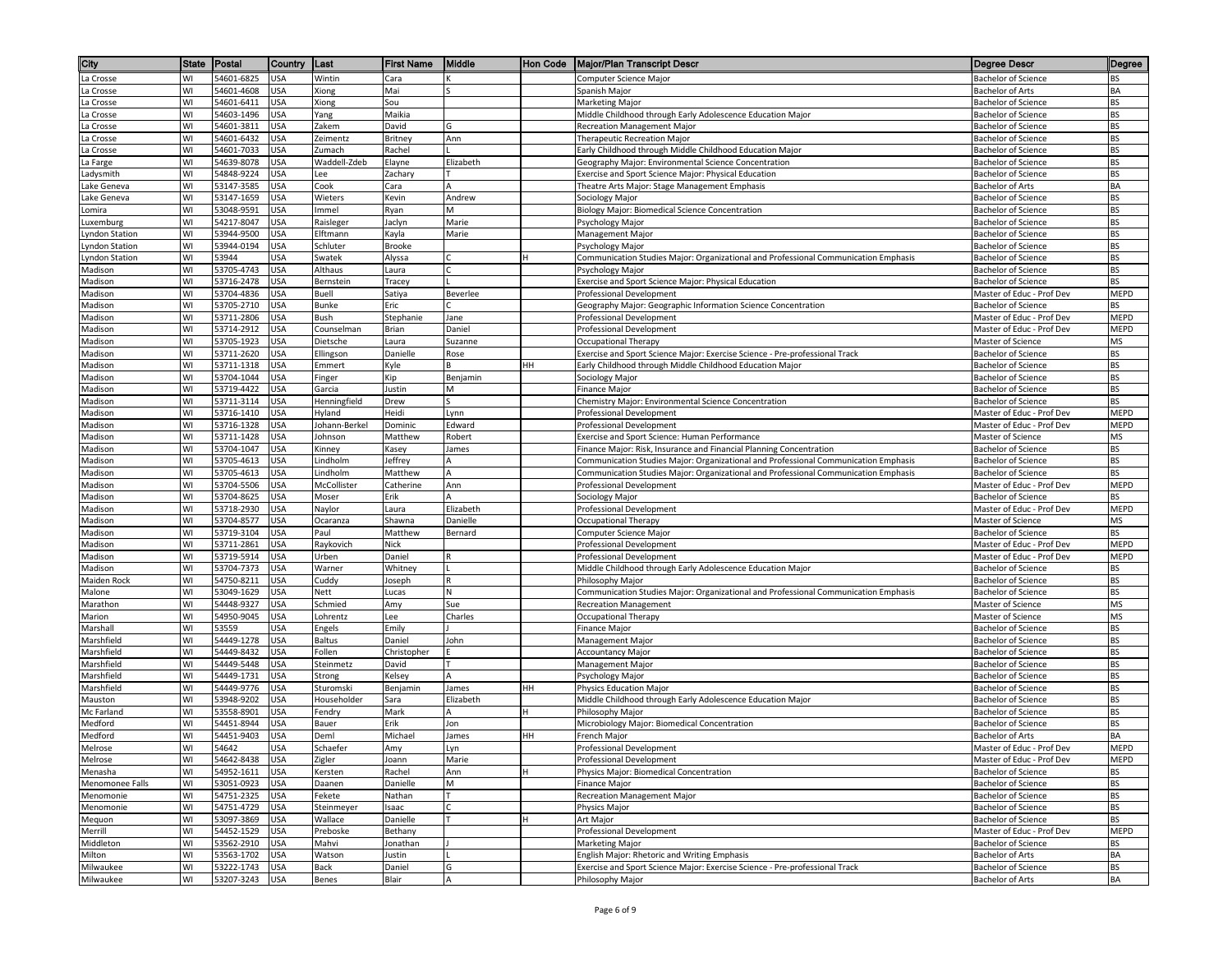| City | State | Postal | Country | Last | First Name | Middle | Hon Code | Major/Plan Transcript Descr | Degree Descr | Degree |
|---|---|---|---|---|---|---|---|---|---|---|
| La Crosse | WI | 54601-6825 | USA | Wintin | Cara | K | | Computer Science Major | Bachelor of Science | BS |
| La Crosse | WI | 54601-4608 | USA | Xiong | Mai | S | | Spanish Major | Bachelor of Arts | BA |
| La Crosse | WI | 54601-6411 | USA | Xiong | Sou | | | Marketing Major | Bachelor of Science | BS |
| La Crosse | WI | 54603-1496 | USA | Yang | Maikia | | | Middle Childhood through Early Adolescence Education Major | Bachelor of Science | BS |
| La Crosse | WI | 54601-3811 | USA | Zakem | David | G | | Recreation Management Major | Bachelor of Science | BS |
| La Crosse | WI | 54601-6432 | USA | Zeimentz | Britney | Ann | | Therapeutic Recreation Major | Bachelor of Science | BS |
| La Crosse | WI | 54601-7033 | USA | Zumach | Rachel | L | | Early Childhood through Middle Childhood Education Major | Bachelor of Science | BS |
| La Farge | WI | 54639-8078 | USA | Waddell-Zdeb | Elayne | Elizabeth | | Geography Major: Environmental Science Concentration | Bachelor of Science | BS |
| Ladysmith | WI | 54848-9224 | USA | Lee | Zachary | T | | Exercise and Sport Science Major: Physical Education | Bachelor of Science | BS |
| Lake Geneva | WI | 53147-3585 | USA | Cook | Cara | A | | Theatre Arts Major: Stage Management Emphasis | Bachelor of Arts | BA |
| Lake Geneva | WI | 53147-1659 | USA | Wieters | Kevin | Andrew | | Sociology Major | Bachelor of Science | BS |
| Lomira | WI | 53048-9591 | USA | Immel | Ryan | M | | Biology Major: Biomedical Science Concentration | Bachelor of Science | BS |
| Luxemburg | WI | 54217-8047 | USA | Raisleger | Jaclyn | Marie | | Psychology Major | Bachelor of Science | BS |
| Lyndon Station | WI | 53944-9500 | USA | Elftmann | Kayla | Marie | | Management Major | Bachelor of Science | BS |
| Lyndon Station | WI | 53944-0194 | USA | Schluter | Brooke | | | Psychology Major | Bachelor of Science | BS |
| Lyndon Station | WI | 53944 | USA | Swatek | Alyssa | C | H | Communication Studies Major: Organizational and Professional Communication Emphasis | Bachelor of Science | BS |
| Madison | WI | 53705-4743 | USA | Althaus | Laura | C | | Psychology Major | Bachelor of Science | BS |
| Madison | WI | 53716-2478 | USA | Bernstein | Tracey | L | | Exercise and Sport Science Major: Physical Education | Bachelor of Science | BS |
| Madison | WI | 53704-4836 | USA | Buell | Satiya | Beverlee | | Professional Development | Master of Educ - Prof Dev | MEPD |
| Madison | WI | 53705-2710 | USA | Bunke | Eric | C | | Geography Major: Geographic Information Science Concentration | Bachelor of Science | BS |
| Madison | WI | 53711-2806 | USA | Bush | Stephanie | Jane | | Professional Development | Master of Educ - Prof Dev | MEPD |
| Madison | WI | 53714-2912 | USA | Counselman | Brian | Daniel | | Professional Development | Master of Educ - Prof Dev | MEPD |
| Madison | WI | 53705-1923 | USA | Dietsche | Laura | Suzanne | | Occupational Therapy | Master of Science | MS |
| Madison | WI | 53711-2620 | USA | Ellingson | Danielle | Rose | | Exercise and Sport Science Major: Exercise Science - Pre-professional Track | Bachelor of Science | BS |
| Madison | WI | 53711-1318 | USA | Emmert | Kyle | B | HH | Early Childhood through Middle Childhood Education Major | Bachelor of Science | BS |
| Madison | WI | 53704-1044 | USA | Finger | Kip | Benjamin | | Sociology Major | Bachelor of Science | BS |
| Madison | WI | 53719-4422 | USA | Garcia | Justin | M | | Finance Major | Bachelor of Science | BS |
| Madison | WI | 53711-3114 | USA | Henningfield | Drew | S | | Chemistry Major: Environmental Science Concentration | Bachelor of Science | BS |
| Madison | WI | 53716-1410 | USA | Hyland | Heidi | Lynn | | Professional Development | Master of Educ - Prof Dev | MEPD |
| Madison | WI | 53716-1328 | USA | Johann-Berkel | Dominic | Edward | | Professional Development | Master of Educ - Prof Dev | MEPD |
| Madison | WI | 53711-1428 | USA | Johnson | Matthew | Robert | | Exercise and Sport Science: Human Performance | Master of Science | MS |
| Madison | WI | 53704-1047 | USA | Kinney | Kasey | James | | Finance Major: Risk, Insurance and Financial Planning Concentration | Bachelor of Science | BS |
| Madison | WI | 53705-4613 | USA | Lindholm | Jeffrey | A | | Communication Studies Major: Organizational and Professional Communication Emphasis | Bachelor of Science | BS |
| Madison | WI | 53705-4613 | USA | Lindholm | Matthew | A | | Communication Studies Major: Organizational and Professional Communication Emphasis | Bachelor of Science | BS |
| Madison | WI | 53704-5506 | USA | McCollister | Catherine | Ann | | Professional Development | Master of Educ - Prof Dev | MEPD |
| Madison | WI | 53704-8625 | USA | Moser | Erik | A | | Sociology Major | Bachelor of Science | BS |
| Madison | WI | 53718-2930 | USA | Naylor | Laura | Elizabeth | | Professional Development | Master of Educ - Prof Dev | MEPD |
| Madison | WI | 53704-8577 | USA | Ocaranza | Shawna | Danielle | | Occupational Therapy | Master of Science | MS |
| Madison | WI | 53719-3104 | USA | Paul | Matthew | Bernard | | Computer Science Major | Bachelor of Science | BS |
| Madison | WI | 53711-2861 | USA | Raykovich | Nick | | | Professional Development | Master of Educ - Prof Dev | MEPD |
| Madison | WI | 53719-5914 | USA | Urben | Daniel | R | | Professional Development | Master of Educ - Prof Dev | MEPD |
| Madison | WI | 53704-7373 | USA | Warner | Whitney | L | | Middle Childhood through Early Adolescence Education Major | Bachelor of Science | BS |
| Maiden Rock | WI | 54750-8211 | USA | Cuddy | Joseph | R | | Philosophy Major | Bachelor of Science | BS |
| Malone | WI | 53049-1629 | USA | Nett | Lucas | N | | Communication Studies Major: Organizational and Professional Communication Emphasis | Bachelor of Science | BS |
| Marathon | WI | 54448-9327 | USA | Schmied | Amy | Sue | | Recreation Management | Master of Science | MS |
| Marion | WI | 54950-9045 | USA | Lohrentz | Lee | Charles | | Occupational Therapy | Master of Science | MS |
| Marshall | WI | 53559 | USA | Engels | Emily | J | | Finance Major | Bachelor of Science | BS |
| Marshfield | WI | 54449-1278 | USA | Baltus | Daniel | John | | Management Major | Bachelor of Science | BS |
| Marshfield | WI | 54449-8432 | USA | Follen | Christopher | E | | Accountancy Major | Bachelor of Science | BS |
| Marshfield | WI | 54449-5448 | USA | Steinmetz | David | T | | Management Major | Bachelor of Science | BS |
| Marshfield | WI | 54449-1731 | USA | Strong | Kelsey | A | | Psychology Major | Bachelor of Science | BS |
| Marshfield | WI | 54449-9776 | USA | Sturomski | Benjamin | James | HH | Physics Education Major | Bachelor of Science | BS |
| Mauston | WI | 53948-9202 | USA | Householder | Sara | Elizabeth | | Middle Childhood through Early Adolescence Education Major | Bachelor of Science | BS |
| Mc Farland | WI | 53558-8901 | USA | Fendry | Mark | A | H | Philosophy Major | Bachelor of Science | BS |
| Medford | WI | 54451-8944 | USA | Bauer | Erik | Jon | | Microbiology Major: Biomedical Concentration | Bachelor of Science | BS |
| Medford | WI | 54451-9403 | USA | Deml | Michael | James | HH | French Major | Bachelor of Arts | BA |
| Melrose | WI | 54642 | USA | Schaefer | Amy | Lyn | | Professional Development | Master of Educ - Prof Dev | MEPD |
| Melrose | WI | 54642-8438 | USA | Zigler | Joann | Marie | | Professional Development | Master of Educ - Prof Dev | MEPD |
| Menasha | WI | 54952-1611 | USA | Kersten | Rachel | Ann | H | Physics Major: Biomedical Concentration | Bachelor of Science | BS |
| Menomonee Falls | WI | 53051-0923 | USA | Daanen | Danielle | M | | Finance Major | Bachelor of Science | BS |
| Menomonie | WI | 54751-2325 | USA | Fekete | Nathan | T | | Recreation Management Major | Bachelor of Science | BS |
| Menomonie | WI | 54751-4729 | USA | Steinmeyer | Isaac | C | | Physics Major | Bachelor of Science | BS |
| Mequon | WI | 53097-3869 | USA | Wallace | Danielle | T | H | Art Major | Bachelor of Science | BS |
| Merrill | WI | 54452-1529 | USA | Preboske | Bethany | | | Professional Development | Master of Educ - Prof Dev | MEPD |
| Middleton | WI | 53562-2910 | USA | Mahvi | Jonathan | J | | Marketing Major | Bachelor of Science | BS |
| Milton | WI | 53563-1702 | USA | Watson | Justin | L | | English Major: Rhetoric and Writing Emphasis | Bachelor of Arts | BA |
| Milwaukee | WI | 53222-1743 | USA | Back | Daniel | G | | Exercise and Sport Science Major: Exercise Science - Pre-professional Track | Bachelor of Science | BS |
| Milwaukee | WI | 53207-3243 | USA | Benes | Blair | A | | Philosophy Major | Bachelor of Arts | BA |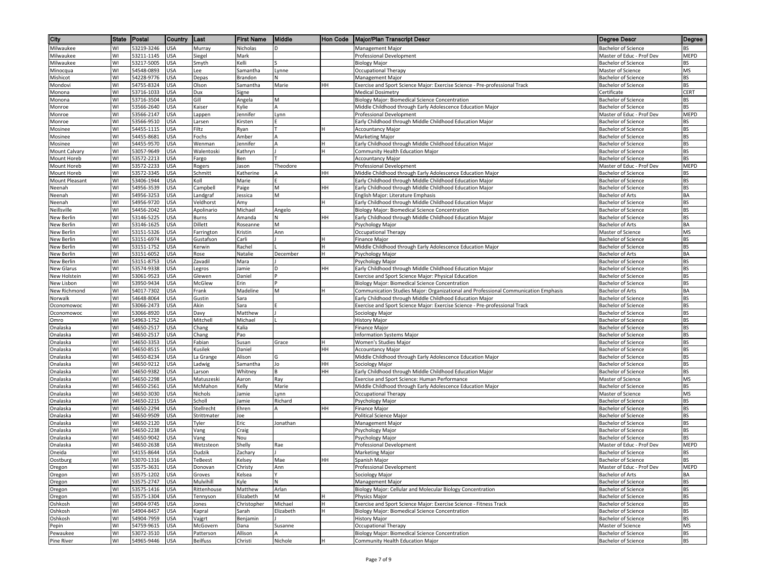| City | State | Postal | Country | Last | First Name | Middle | Hon Code | Major/Plan Transcript Descr | Degree Descr | Degree |
|---|---|---|---|---|---|---|---|---|---|---|
| Milwaukee | WI | 53219-3246 | USA | Murray | Nicholas | D | | Management Major | Bachelor of Science | BS |
| Milwaukee | WI | 53211-1145 | USA | Siegel | Mark | | | Professional Development | Master of Educ - Prof Dev | MEPD |
| Milwaukee | WI | 53217-5005 | USA | Smyth | Kelli | S | | Biology Major | Bachelor of Science | BS |
| Minocqua | WI | 54548-0893 | USA | Lee | Samantha | Lynne | | Occupational Therapy | Master of Science | MS |
| Mishicot | WI | 54228-9776 | USA | Depas | Brandon | N | | Management Major | Bachelor of Science | BS |
| Mondovi | WI | 54755-8324 | USA | Olson | Samantha | Marie | HH | Exercise and Sport Science Major: Exercise Science - Pre-professional Track | Bachelor of Science | BS |
| Monona | WI | 53716-1033 | USA | Dux | Signe | | | Medical Dosimetry | Certificate | CERT |
| Monona | WI | 53716-3504 | USA | Gill | Angela | M | | Biology Major: Biomedical Science Concentration | Bachelor of Science | BS |
| Monroe | WI | 53566-2640 | USA | Kaiser | Kylie | A | | Middle Childhood through Early Adolescence Education Major | Bachelor of Science | BS |
| Monroe | WI | 53566-2147 | USA | Lappen | Jennifer | Lynn | | Professional Development | Master of Educ - Prof Dev | MEPD |
| Monroe | WI | 53566-9510 | USA | Larsen | Kirsten | E | | Early Childhood through Middle Childhood Education Major | Bachelor of Science | BS |
| Mosinee | WI | 54455-1115 | USA | Filtz | Ryan | T | H | Accountancy Major | Bachelor of Science | BS |
| Mosinee | WI | 54455-8681 | USA | Fochs | Amber | A | | Marketing Major | Bachelor of Science | BS |
| Mosinee | WI | 54455-9570 | USA | Wenman | Jennifer | A | H | Early Childhood through Middle Childhood Education Major | Bachelor of Science | BS |
| Mount Calvary | WI | 53057-9649 | USA | Walentoski | Kathryn | J | H | Community Health Education Major | Bachelor of Science | BS |
| Mount Horeb | WI | 53572-2213 | USA | Fargo | Ben | T | | Accountancy Major | Bachelor of Science | BS |
| Mount Horeb | WI | 53572-2233 | USA | Rogers | Jason | Theodore | | Professional Development | Master of Educ - Prof Dev | MEPD |
| Mount Horeb | WI | 53572-3345 | USA | Schmitt | Katherine | A | HH | Middle Childhood through Early Adolescence Education Major | Bachelor of Science | BS |
| Mount Pleasant | WI | 53406-1944 | USA | Koll | Marie | E | | Early Childhood through Middle Childhood Education Major | Bachelor of Science | BS |
| Neenah | WI | 54956-3539 | USA | Campbell | Paige | M | HH | Early Childhood through Middle Childhood Education Major | Bachelor of Science | BS |
| Neenah | WI | 54956-3253 | USA | Landgraf | Jessica | M | | English Major: Literature Emphasis | Bachelor of Arts | BA |
| Neenah | WI | 54956-9720 | USA | Veldhorst | Amy | | H | Early Childhood through Middle Childhood Education Major | Bachelor of Science | BS |
| Neillsville | WI | 54456-2042 | USA | Apolinario | Michael | Angelo | | Biology Major: Biomedical Science Concentration | Bachelor of Science | BS |
| New Berlin | WI | 53146-5225 | USA | Burns | Amanda | N | HH | Early Childhood through Middle Childhood Education Major | Bachelor of Science | BS |
| New Berlin | WI | 53146-1625 | USA | Dillett | Roseanne | M | | Psychology Major | Bachelor of Arts | BA |
| New Berlin | WI | 53151-5326 | USA | Farrington | Kristin | Ann | | Occupational Therapy | Master of Science | MS |
| New Berlin | WI | 53151-6974 | USA | Gustafson | Carli | J | H | Finance Major | Bachelor of Science | BS |
| New Berlin | WI | 53151-1752 | USA | Kerwin | Rachel | L | H | Middle Childhood through Early Adolescence Education Major | Bachelor of Science | BS |
| New Berlin | WI | 53151-6052 | USA | Rose | Natalie | December | H | Psychology Major | Bachelor of Arts | BA |
| New Berlin | WI | 53151-8753 | USA | Zavadil | Mara | J | | Psychology Major | Bachelor of Science | BS |
| New Glarus | WI | 53574-9338 | USA | Legros | Jamie | D | HH | Early Childhood through Middle Childhood Education Major | Bachelor of Science | BS |
| New Holstein | WI | 53061-9523 | USA | Glewen | Daniel | P | | Exercise and Sport Science Major: Physical Education | Bachelor of Science | BS |
| New Lisbon | WI | 53950-9434 | USA | McGlew | Erin | P | | Biology Major: Biomedical Science Concentration | Bachelor of Science | BS |
| New Richmond | WI | 54017-7302 | USA | Frank | Madeline | M | H | Communication Studies Major: Organizational and Professional Communication Emphasis | Bachelor of Arts | BA |
| Norwalk | WI | 54648-8064 | USA | Gustin | Sara | | | Early Childhood through Middle Childhood Education Major | Bachelor of Science | BS |
| Oconomowoc | WI | 53066-2473 | USA | Akin | Sara | E | | Exercise and Sport Science Major: Exercise Science - Pre-professional Track | Bachelor of Science | BS |
| Oconomowoc | WI | 53066-8920 | USA | Davy | Matthew | J | | Sociology Major | Bachelor of Science | BS |
| Omro | WI | 54963-1752 | USA | Mitchell | Michael | L | | History Major | Bachelor of Science | BS |
| Onalaska | WI | 54650-2517 | USA | Chang | Kalia | | | Finance Major | Bachelor of Science | BS |
| Onalaska | WI | 54650-2517 | USA | Chang | Pao | | | Information Systems Major | Bachelor of Science | BS |
| Onalaska | WI | 54650-3353 | USA | Fabian | Susan | Grace | H | Women's Studies Major | Bachelor of Science | BS |
| Onalaska | WI | 54650-8515 | USA | Kusilek | Daniel | | HH | Accountancy Major | Bachelor of Science | BS |
| Onalaska | WI | 54650-8234 | USA | La Grange | Alison | G | | Middle Childhood through Early Adolescence Education Major | Bachelor of Science | BS |
| Onalaska | WI | 54650-9212 | USA | Ladwig | Samantha | Jo | HH | Sociology Major | Bachelor of Science | BS |
| Onalaska | WI | 54650-9382 | USA | Larson | Whitney | B | HH | Early Childhood through Middle Childhood Education Major | Bachelor of Science | BS |
| Onalaska | WI | 54650-2298 | USA | Matuszeski | Aaron | Ray | | Exercise and Sport Science: Human Performance | Master of Science | MS |
| Onalaska | WI | 54650-2561 | USA | McMahon | Kelly | Marie | | Middle Childhood through Early Adolescence Education Major | Bachelor of Science | BS |
| Onalaska | WI | 54650-3030 | USA | Nichols | Jamie | Lynn | | Occupational Therapy | Master of Science | MS |
| Onalaska | WI | 54650-2215 | USA | Scholl | Jamie | Richard | | Psychology Major | Bachelor of Science | BS |
| Onalaska | WI | 54650-2294 | USA | Stellrecht | Ehren | A | HH | Finance Major | Bachelor of Science | BS |
| Onalaska | WI | 54650-9509 | USA | Strittmater | Joe | | | Political Science Major | Bachelor of Science | BS |
| Onalaska | WI | 54650-2120 | USA | Tyler | Eric | Jonathan | | Management Major | Bachelor of Science | BS |
| Onalaska | WI | 54650-2238 | USA | Vang | Craig | | | Psychology Major | Bachelor of Science | BS |
| Onalaska | WI | 54650-9042 | USA | Vang | Nou | | | Psychology Major | Bachelor of Science | BS |
| Onalaska | WI | 54650-2638 | USA | Wetzsteon | Shelly | Rae | | Professional Development | Master of Educ - Prof Dev | MEPD |
| Oneida | WI | 54155-8644 | USA | Dudzik | Zachary | J | | Marketing Major | Bachelor of Science | BS |
| Oostburg | WI | 53070-1316 | USA | TeBeest | Kelsey | Mae | HH | Spanish Major | Bachelor of Science | BS |
| Oregon | WI | 53575-3631 | USA | Donovan | Christy | Ann | | Professional Development | Master of Educ - Prof Dev | MEPD |
| Oregon | WI | 53575-1202 | USA | Groves | Kelsea | Y | | Sociology Major | Bachelor of Arts | BA |
| Oregon | WI | 53575-2747 | USA | Mulvihill | Kyle | N | | Management Major | Bachelor of Science | BS |
| Oregon | WI | 53575-1416 | USA | Rittenhouse | Matthew | Arlan | | Biology Major: Cellular and Molecular Biology Concentration | Bachelor of Science | BS |
| Oregon | WI | 53575-1304 | USA | Tennyson | Elizabeth | M | H | Physics Major | Bachelor of Science | BS |
| Oshkosh | WI | 54904-9745 | USA | Jones | Christopher | Michael | H | Exercise and Sport Science Major: Exercise Science - Fitness Track | Bachelor of Science | BS |
| Oshkosh | WI | 54904-8457 | USA | Kapral | Sarah | Elizabeth | H | Biology Major: Biomedical Science Concentration | Bachelor of Science | BS |
| Oshkosh | WI | 54904-7959 | USA | Vajgrt | Benjamin | J | | History Major | Bachelor of Science | BS |
| Pepin | WI | 54759-9615 | USA | McGovern | Dana | Susanne | | Occupational Therapy | Master of Science | MS |
| Pewaukee | WI | 53072-3510 | USA | Patterson | Allison | A | | Biology Major: Biomedical Science Concentration | Bachelor of Science | BS |
| Pine River | WI | 54965-9446 | USA | Beilfuss | Christi | Nichole | H | Community Health Education Major | Bachelor of Science | BS |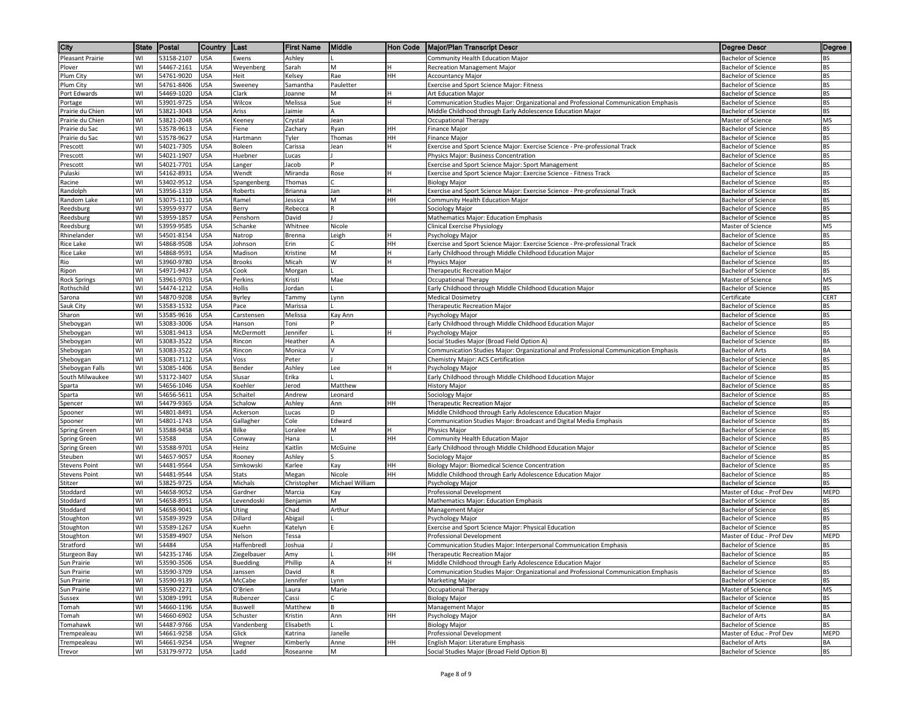| City | State | Postal | Country | Last | First Name | Middle | Hon Code | Major/Plan Transcript Descr | Degree Descr | Degree |
|---|---|---|---|---|---|---|---|---|---|---|
| Pleasant Prairie | WI | 53158-2107 | USA | Ewens | Ashley | L | | Community Health Education Major | Bachelor of Science | BS |
| Plover | WI | 54467-2161 | USA | Weyenberg | Sarah | M | H | Recreation Management Major | Bachelor of Science | BS |
| Plum City | WI | 54761-9020 | USA | Heit | Kelsey | Rae | HH | Accountancy Major | Bachelor of Science | BS |
| Plum City | WI | 54761-8406 | USA | Sweeney | Samantha | Pauletter | | Exercise and Sport Science Major: Fitness | Bachelor of Science | BS |
| Port Edwards | WI | 54469-1020 | USA | Clark | Joanne | M | H | Art Education Major | Bachelor of Science | BS |
| Portage | WI | 53901-9725 | USA | Wilcox | Melissa | Sue | H | Communication Studies Major: Organizational and Professional Communication Emphasis | Bachelor of Science | BS |
| Prairie du Chien | WI | 53821-3043 | USA | Ariss | Jaimie | A | | Middle Childhood through Early Adolescence Education Major | Bachelor of Science | BS |
| Prairie du Chien | WI | 53821-2048 | USA | Keeney | Crystal | Jean | | Occupational Therapy | Master of Science | MS |
| Prairie du Sac | WI | 53578-9613 | USA | Fiene | Zachary | Ryan | HH | Finance Major | Bachelor of Science | BS |
| Prairie du Sac | WI | 53578-9627 | USA | Hartmann | Tyler | Thomas | HH | Finance Major | Bachelor of Science | BS |
| Prescott | WI | 54021-7305 | USA | Boleen | Carissa | Jean | H | Exercise and Sport Science Major: Exercise Science - Pre-professional Track | Bachelor of Science | BS |
| Prescott | WI | 54021-1907 | USA | Huebner | Lucas | J | | Physics Major: Business Concentration | Bachelor of Science | BS |
| Prescott | WI | 54021-7701 | USA | Langer | Jacob | P | | Exercise and Sport Science Major: Sport Management | Bachelor of Science | BS |
| Pulaski | WI | 54162-8931 | USA | Wendt | Miranda | Rose | H | Exercise and Sport Science Major: Exercise Science - Fitness Track | Bachelor of Science | BS |
| Racine | WI | 53402-9512 | USA | Spangenberg | Thomas | C | | Biology Major | Bachelor of Science | BS |
| Randolph | WI | 53956-1319 | USA | Roberts | Brianna | Jan | H | Exercise and Sport Science Major: Exercise Science - Pre-professional Track | Bachelor of Science | BS |
| Random Lake | WI | 53075-1110 | USA | Ramel | Jessica | M | HH | Community Health Education Major | Bachelor of Science | BS |
| Reedsburg | WI | 53959-9377 | USA | Berry | Rebecca | R | | Sociology Major | Bachelor of Science | BS |
| Reedsburg | WI | 53959-1857 | USA | Penshorn | David | J | | Mathematics Major: Education Emphasis | Bachelor of Science | BS |
| Reedsburg | WI | 53959-9585 | USA | Schanke | Whitnee | Nicole | | Clinical Exercise Physiology | Master of Science | MS |
| Rhinelander | WI | 54501-8154 | USA | Natrop | Brenna | Leigh | H | Psychology Major | Bachelor of Science | BS |
| Rice Lake | WI | 54868-9508 | USA | Johnson | Erin | C | HH | Exercise and Sport Science Major: Exercise Science - Pre-professional Track | Bachelor of Science | BS |
| Rice Lake | WI | 54868-9591 | USA | Madison | Kristine | M | H | Early Childhood through Middle Childhood Education Major | Bachelor of Science | BS |
| Rio | WI | 53960-9780 | USA | Brooks | Micah | W | H | Physics Major | Bachelor of Science | BS |
| Ripon | WI | 54971-9437 | USA | Cook | Morgan | L | | Therapeutic Recreation Major | Bachelor of Science | BS |
| Rock Springs | WI | 53961-9703 | USA | Perkins | Kristi | Mae | | Occupational Therapy | Master of Science | MS |
| Rothschild | WI | 54474-1212 | USA | Hollis | Jordan | L | | Early Childhood through Middle Childhood Education Major | Bachelor of Science | BS |
| Sarona | WI | 54870-9208 | USA | Byrley | Tammy | Lynn | | Medical Dosimetry | Certificate | CERT |
| Sauk City | WI | 53583-1532 | USA | Pace | Marissa | L | | Therapeutic Recreation Major | Bachelor of Science | BS |
| Sharon | WI | 53585-9616 | USA | Carstensen | Melissa | Kay Ann | | Psychology Major | Bachelor of Science | BS |
| Sheboygan | WI | 53083-3006 | USA | Hanson | Toni | P | | Early Childhood through Middle Childhood Education Major | Bachelor of Science | BS |
| Sheboygan | WI | 53081-9413 | USA | McDermott | Jennifer | L | H | Psychology Major | Bachelor of Science | BS |
| Sheboygan | WI | 53083-3522 | USA | Rincon | Heather | A | | Social Studies Major (Broad Field Option A) | Bachelor of Science | BS |
| Sheboygan | WI | 53083-3522 | USA | Rincon | Monica | V | | Communication Studies Major: Organizational and Professional Communication Emphasis | Bachelor of Arts | BA |
| Sheboygan | WI | 53081-7112 | USA | Voss | Peter | J | | Chemistry Major: ACS Certification | Bachelor of Science | BS |
| Sheboygan Falls | WI | 53085-1406 | USA | Bender | Ashley | Lee | H | Psychology Major | Bachelor of Science | BS |
| South Milwaukee | WI | 53172-3407 | USA | Slusar | Erika | L | | Early Childhood through Middle Childhood Education Major | Bachelor of Science | BS |
| Sparta | WI | 54656-1046 | USA | Koehler | Jerod | Matthew | | History Major | Bachelor of Science | BS |
| Sparta | WI | 54656-5611 | USA | Schaitel | Andrew | Leonard | | Sociology Major | Bachelor of Science | BS |
| Spencer | WI | 54479-9365 | USA | Schalow | Ashley | Ann | HH | Therapeutic Recreation Major | Bachelor of Science | BS |
| Spooner | WI | 54801-8491 | USA | Ackerson | Lucas | D | | Middle Childhood through Early Adolescence Education Major | Bachelor of Science | BS |
| Spooner | WI | 54801-1743 | USA | Gallagher | Cole | Edward | | Communication Studies Major: Broadcast and Digital Media Emphasis | Bachelor of Science | BS |
| Spring Green | WI | 53588-9458 | USA | Bilke | Loralee | M | H | Physics Major | Bachelor of Science | BS |
| Spring Green | WI | 53588 | USA | Conway | Hana | L | HH | Community Health Education Major | Bachelor of Science | BS |
| Spring Green | WI | 53588-9701 | USA | Heinz | Kaitlin | McGuine | | Early Childhood through Middle Childhood Education Major | Bachelor of Science | BS |
| Steuben | WI | 54657-9057 | USA | Rooney | Ashley | S | | Sociology Major | Bachelor of Science | BS |
| Stevens Point | WI | 54481-9564 | USA | Simkowski | Karlee | Kay | HH | Biology Major: Biomedical Science Concentration | Bachelor of Science | BS |
| Stevens Point | WI | 54481-9544 | USA | Stats | Megan | Nicole | HH | Middle Childhood through Early Adolescence Education Major | Bachelor of Science | BS |
| Stitzer | WI | 53825-9725 | USA | Michals | Christopher | Michael William | | Psychology Major | Bachelor of Science | BS |
| Stoddard | WI | 54658-9052 | USA | Gardner | Marcia | Kay | | Professional Development | Master of Educ - Prof Dev | MEPD |
| Stoddard | WI | 54658-8951 | USA | Levendoski | Benjamin | M | | Mathematics Major: Education Emphasis | Bachelor of Science | BS |
| Stoddard | WI | 54658-9041 | USA | Uting | Chad | Arthur | | Management Major | Bachelor of Science | BS |
| Stoughton | WI | 53589-3929 | USA | Dillard | Abigail | L | | Psychology Major | Bachelor of Science | BS |
| Stoughton | WI | 53589-1267 | USA | Kuehn | Katelyn | E | | Exercise and Sport Science Major: Physical Education | Bachelor of Science | BS |
| Stoughton | WI | 53589-4907 | USA | Nelson | Tessa | | | Professional Development | Master of Educ - Prof Dev | MEPD |
| Stratford | WI | 54484 | USA | Haffenbredl | Joshua | J | | Communication Studies Major: Interpersonal Communication Emphasis | Bachelor of Science | BS |
| Sturgeon Bay | WI | 54235-1746 | USA | Ziegelbauer | Amy | L | HH | Therapeutic Recreation Major | Bachelor of Science | BS |
| Sun Prairie | WI | 53590-3506 | USA | Buedding | Phillip | A | H | Middle Childhood through Early Adolescence Education Major | Bachelor of Science | BS |
| Sun Prairie | WI | 53590-3709 | USA | Janssen | David | R | | Communication Studies Major: Organizational and Professional Communication Emphasis | Bachelor of Science | BS |
| Sun Prairie | WI | 53590-9139 | USA | McCabe | Jennifer | Lynn | | Marketing Major | Bachelor of Science | BS |
| Sun Prairie | WI | 53590-2271 | USA | O'Brien | Laura | Marie | | Occupational Therapy | Master of Science | MS |
| Sussex | WI | 53089-1991 | USA | Rubenzer | Cassi | C | | Biology Major | Bachelor of Science | BS |
| Tomah | WI | 54660-1196 | USA | Buswell | Matthew | B | | Management Major | Bachelor of Science | BS |
| Tomah | WI | 54660-6902 | USA | Schuster | Kristin | Ann | HH | Psychology Major | Bachelor of Arts | BA |
| Tomahawk | WI | 54487-9766 | USA | Vandenberg | Elisabeth | L | | Biology Major | Bachelor of Science | BS |
| Trempealeau | WI | 54661-9258 | USA | Glick | Katrina | Janelle | | Professional Development | Master of Educ - Prof Dev | MEPD |
| Trempealeau | WI | 54661-9254 | USA | Wegner | Kimberly | Anne | HH | English Major: Literature Emphasis | Bachelor of Arts | BA |
| Trevor | WI | 53179-9772 | USA | Ladd | Roseanne | M | | Social Studies Major (Broad Field Option B) | Bachelor of Science | BS |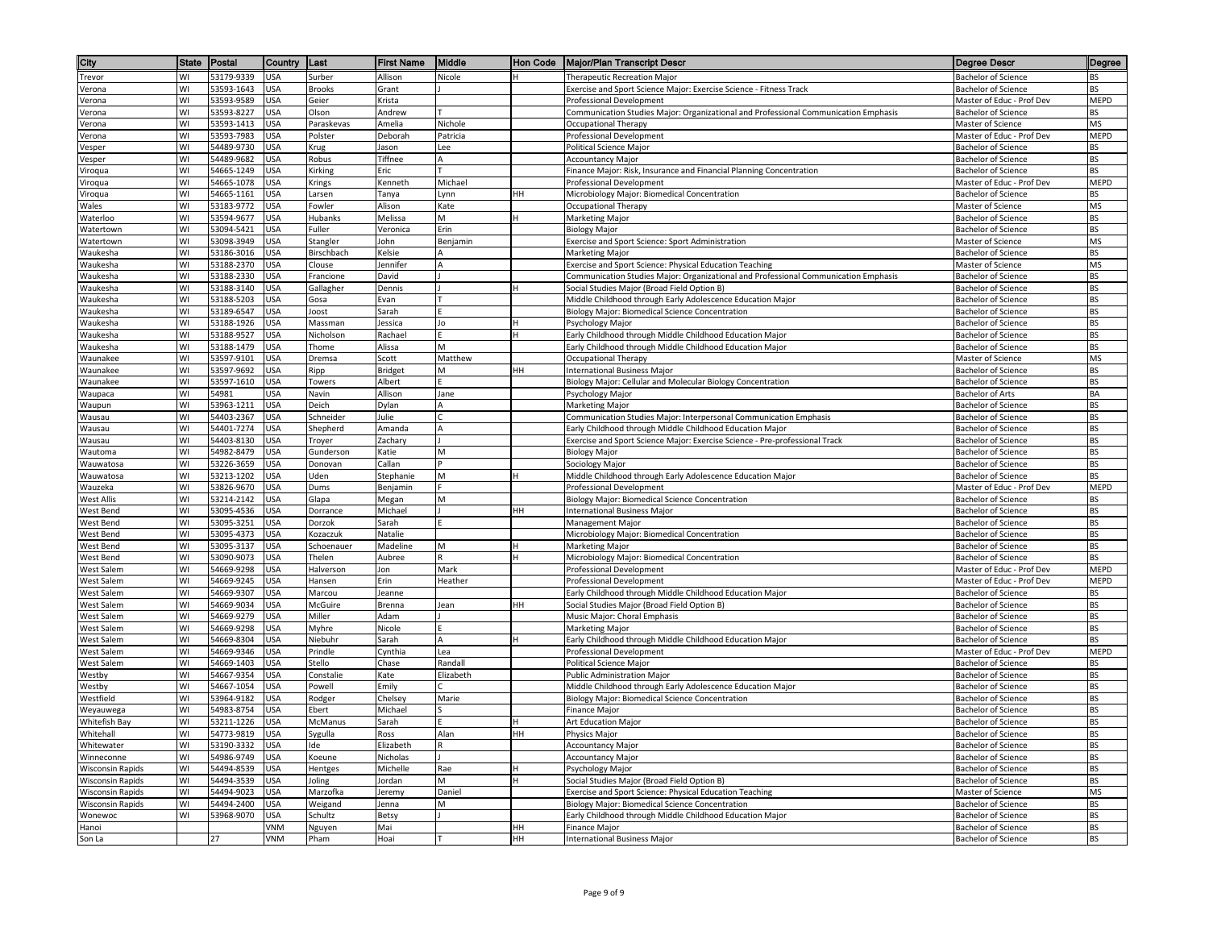| City | State | Postal | Country | Last | First Name | Middle | Hon Code | Major/Plan Transcript Descr | Degree Descr | Degree |
|---|---|---|---|---|---|---|---|---|---|---|
| Trevor | WI | 53179-9339 | USA | Surber | Allison | Nicole | H | Therapeutic Recreation Major | Bachelor of Science | BS |
| Verona | WI | 53593-1643 | USA | Brooks | Grant | J | | Exercise and Sport Science Major: Exercise Science - Fitness Track | Bachelor of Science | BS |
| Verona | WI | 53593-9589 | USA | Geier | Krista | | | Professional Development | Master of Educ - Prof Dev | MEPD |
| Verona | WI | 53593-8227 | USA | Olson | Andrew | T | | Communication Studies Major: Organizational and Professional Communication Emphasis | Bachelor of Science | BS |
| Verona | WI | 53593-1413 | USA | Paraskevas | Amelia | Nichole | | Occupational Therapy | Master of Science | MS |
| Verona | WI | 53593-7983 | USA | Polster | Deborah | Patricia | | Professional Development | Master of Educ - Prof Dev | MEPD |
| Vesper | WI | 54489-9730 | USA | Krug | Jason | Lee | | Political Science Major | Bachelor of Science | BS |
| Vesper | WI | 54489-9682 | USA | Robus | Tiffnee | A | | Accountancy Major | Bachelor of Science | BS |
| Viroqua | WI | 54665-1249 | USA | Kirking | Eric | T | | Finance Major: Risk, Insurance and Financial Planning Concentration | Bachelor of Science | BS |
| Viroqua | WI | 54665-1078 | USA | Krings | Kenneth | Michael | | Professional Development | Master of Educ - Prof Dev | MEPD |
| Viroqua | WI | 54665-1161 | USA | Larsen | Tanya | Lynn | HH | Microbiology Major: Biomedical Concentration | Bachelor of Science | BS |
| Wales | WI | 53183-9772 | USA | Fowler | Alison | Kate | | Occupational Therapy | Master of Science | MS |
| Waterloo | WI | 53594-9677 | USA | Hubanks | Melissa | M | H | Marketing Major | Bachelor of Science | BS |
| Watertown | WI | 53094-5421 | USA | Fuller | Veronica | Erin | | Biology Major | Bachelor of Science | BS |
| Watertown | WI | 53098-3949 | USA | Stangler | John | Benjamin | | Exercise and Sport Science: Sport Administration | Master of Science | MS |
| Waukesha | WI | 53186-3016 | USA | Birschbach | Kelsie | A | | Marketing Major | Bachelor of Science | BS |
| Waukesha | WI | 53188-2370 | USA | Clouse | Jennifer | A | | Exercise and Sport Science: Physical Education Teaching | Master of Science | MS |
| Waukesha | WI | 53188-2330 | USA | Francione | David | J | | Communication Studies Major: Organizational and Professional Communication Emphasis | Bachelor of Science | BS |
| Waukesha | WI | 53188-3140 | USA | Gallagher | Dennis | J | H | Social Studies Major (Broad Field Option B) | Bachelor of Science | BS |
| Waukesha | WI | 53188-5203 | USA | Gosa | Evan | T | | Middle Childhood through Early Adolescence Education Major | Bachelor of Science | BS |
| Waukesha | WI | 53189-6547 | USA | Joost | Sarah | E | | Biology Major: Biomedical Science Concentration | Bachelor of Science | BS |
| Waukesha | WI | 53188-1926 | USA | Massman | Jessica | Jo | H | Psychology Major | Bachelor of Science | BS |
| Waukesha | WI | 53188-9527 | USA | Nicholson | Rachael | E | H | Early Childhood through Middle Childhood Education Major | Bachelor of Science | BS |
| Waukesha | WI | 53188-1479 | USA | Thome | Alissa | M | | Early Childhood through Middle Childhood Education Major | Bachelor of Science | BS |
| Waunakee | WI | 53597-9101 | USA | Dremsa | Scott | Matthew | | Occupational Therapy | Master of Science | MS |
| Waunakee | WI | 53597-9692 | USA | Ripp | Bridget | M | HH | International Business Major | Bachelor of Science | BS |
| Waunakee | WI | 53597-1610 | USA | Towers | Albert | E | | Biology Major: Cellular and Molecular Biology Concentration | Bachelor of Science | BS |
| Waupaca | WI | 54981 | USA | Navin | Allison | Jane | | Psychology Major | Bachelor of Arts | BA |
| Waupun | WI | 53963-1211 | USA | Deich | Dylan | A | | Marketing Major | Bachelor of Science | BS |
| Wausau | WI | 54403-2367 | USA | Schneider | Julie | C | | Communication Studies Major: Interpersonal Communication Emphasis | Bachelor of Science | BS |
| Wausau | WI | 54401-7274 | USA | Shepherd | Amanda | A | | Early Childhood through Middle Childhood Education Major | Bachelor of Science | BS |
| Wausau | WI | 54403-8130 | USA | Troyer | Zachary | J | | Exercise and Sport Science Major: Exercise Science - Pre-professional Track | Bachelor of Science | BS |
| Wautoma | WI | 54982-8479 | USA | Gunderson | Katie | M | | Biology Major | Bachelor of Science | BS |
| Wauwatosa | WI | 53226-3659 | USA | Donovan | Callan | P | | Sociology Major | Bachelor of Science | BS |
| Wauwatosa | WI | 53213-1202 | USA | Uden | Stephanie | M | H | Middle Childhood through Early Adolescence Education Major | Bachelor of Science | BS |
| Wauzeka | WI | 53826-9670 | USA | Dums | Benjamin | F | | Professional Development | Master of Educ - Prof Dev | MEPD |
| West Allis | WI | 53214-2142 | USA | Glapa | Megan | M | | Biology Major: Biomedical Science Concentration | Bachelor of Science | BS |
| West Bend | WI | 53095-4536 | USA | Dorrance | Michael | J | HH | International Business Major | Bachelor of Science | BS |
| West Bend | WI | 53095-3251 | USA | Dorzok | Sarah | E | | Management Major | Bachelor of Science | BS |
| West Bend | WI | 53095-4373 | USA | Kozaczuk | Natalie | | | Microbiology Major: Biomedical Concentration | Bachelor of Science | BS |
| West Bend | WI | 53095-3137 | USA | Schoenauer | Madeline | M | H | Marketing Major | Bachelor of Science | BS |
| West Bend | WI | 53090-9073 | USA | Thelen | Aubree | R | H | Microbiology Major: Biomedical Concentration | Bachelor of Science | BS |
| West Salem | WI | 54669-9298 | USA | Halverson | Jon | Mark | | Professional Development | Master of Educ - Prof Dev | MEPD |
| West Salem | WI | 54669-9245 | USA | Hansen | Erin | Heather | | Professional Development | Master of Educ - Prof Dev | MEPD |
| West Salem | WI | 54669-9307 | USA | Marcou | Jeanne | | | Early Childhood through Middle Childhood Education Major | Bachelor of Science | BS |
| West Salem | WI | 54669-9034 | USA | McGuire | Brenna | Jean | HH | Social Studies Major (Broad Field Option B) | Bachelor of Science | BS |
| West Salem | WI | 54669-9279 | USA | Miller | Adam | J | | Music Major: Choral Emphasis | Bachelor of Science | BS |
| West Salem | WI | 54669-9298 | USA | Myhre | Nicole | E | | Marketing Major | Bachelor of Science | BS |
| West Salem | WI | 54669-8304 | USA | Niebuhr | Sarah | A | H | Early Childhood through Middle Childhood Education Major | Bachelor of Science | BS |
| West Salem | WI | 54669-9346 | USA | Prindle | Cynthia | Lea | | Professional Development | Master of Educ - Prof Dev | MEPD |
| West Salem | WI | 54669-1403 | USA | Stello | Chase | Randall | | Political Science Major | Bachelor of Science | BS |
| Westby | WI | 54667-9354 | USA | Constalie | Kate | Elizabeth | | Public Administration Major | Bachelor of Science | BS |
| Westby | WI | 54667-1054 | USA | Powell | Emily | C | | Middle Childhood through Early Adolescence Education Major | Bachelor of Science | BS |
| Westfield | WI | 53964-9182 | USA | Rodger | Chelsey | Marie | | Biology Major: Biomedical Science Concentration | Bachelor of Science | BS |
| Weyauwega | WI | 54983-8754 | USA | Ebert | Michael | S | | Finance Major | Bachelor of Science | BS |
| Whitefish Bay | WI | 53211-1226 | USA | McManus | Sarah | E | H | Art Education Major | Bachelor of Science | BS |
| Whitehall | WI | 54773-9819 | USA | Sygulla | Ross | Alan | HH | Physics Major | Bachelor of Science | BS |
| Whitewater | WI | 53190-3332 | USA | Ide | Elizabeth | R | | Accountancy Major | Bachelor of Science | BS |
| Winneconne | WI | 54986-9749 | USA | Koeune | Nicholas | J | | Accountancy Major | Bachelor of Science | BS |
| Wisconsin Rapids | WI | 54494-8539 | USA | Hentges | Michelle | Rae | H | Psychology Major | Bachelor of Science | BS |
| Wisconsin Rapids | WI | 54494-3539 | USA | Joling | Jordan | M | H | Social Studies Major (Broad Field Option B) | Bachelor of Science | BS |
| Wisconsin Rapids | WI | 54494-9023 | USA | Marzofka | Jeremy | Daniel | | Exercise and Sport Science: Physical Education Teaching | Master of Science | MS |
| Wisconsin Rapids | WI | 54494-2400 | USA | Weigand | Jenna | M | | Biology Major: Biomedical Science Concentration | Bachelor of Science | BS |
| Wonewoc | WI | 53968-9070 | USA | Schultz | Betsy | J | | Early Childhood through Middle Childhood Education Major | Bachelor of Science | BS |
| Hanoi | | | VNM | Nguyen | Mai | | HH | Finance Major | Bachelor of Science | BS |
| Son La | | 27 | VNM | Pham | Hoai | T | HH | International Business Major | Bachelor of Science | BS |